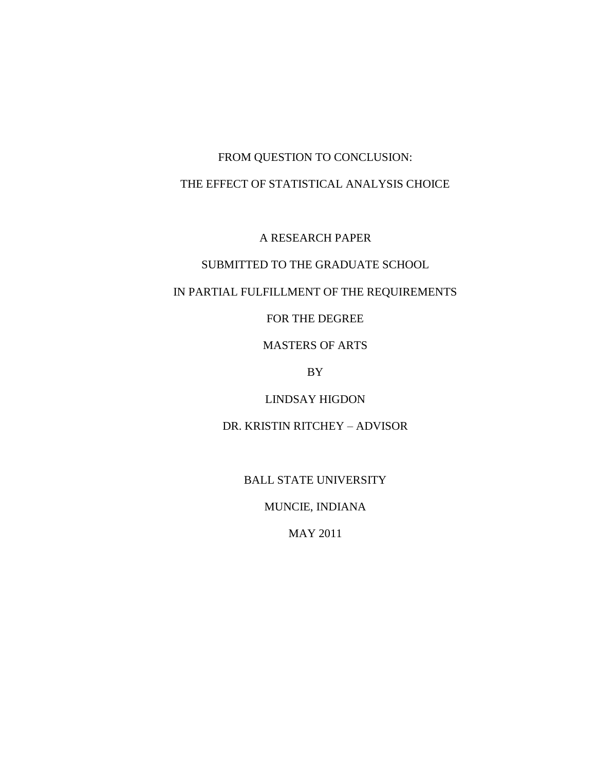# FROM QUESTION TO CONCLUSION:

# THE EFFECT OF STATISTICAL ANALYSIS CHOICE

A RESEARCH PAPER

SUBMITTED TO THE GRADUATE SCHOOL

IN PARTIAL FULFILLMENT OF THE REQUIREMENTS

FOR THE DEGREE

MASTERS OF ARTS

BY

LINDSAY HIGDON

DR. KRISTIN RITCHEY – ADVISOR

BALL STATE UNIVERSITY

MUNCIE, INDIANA

MAY 2011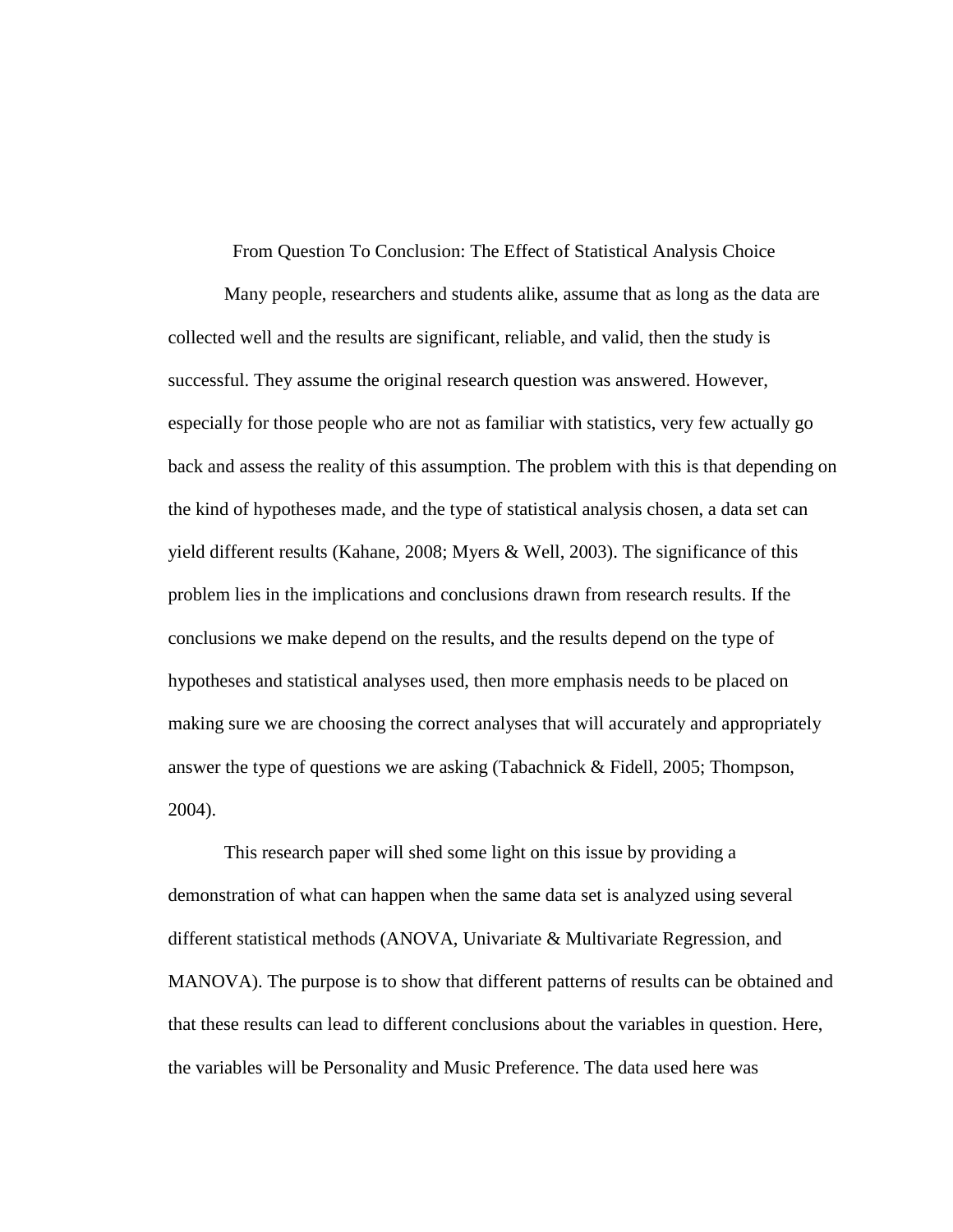# From Question To Conclusion: The Effect of Statistical Analysis Choice

Many people, researchers and students alike, assume that as long as the data are collected well and the results are significant, reliable, and valid, then the study is successful. They assume the original research question was answered. However, especially for those people who are not as familiar with statistics, very few actually go back and assess the reality of this assumption. The problem with this is that depending on the kind of hypotheses made, and the type of statistical analysis chosen, a data set can yield different results (Kahane, 2008; Myers & Well, 2003). The significance of this problem lies in the implications and conclusions drawn from research results. If the conclusions we make depend on the results, and the results depend on the type of hypotheses and statistical analyses used, then more emphasis needs to be placed on making sure we are choosing the correct analyses that will accurately and appropriately answer the type of questions we are asking (Tabachnick & Fidell, 2005; Thompson, 2004).

This research paper will shed some light on this issue by providing a demonstration of what can happen when the same data set is analyzed using several different statistical methods (ANOVA, Univariate & Multivariate Regression, and MANOVA). The purpose is to show that different patterns of results can be obtained and that these results can lead to different conclusions about the variables in question. Here, the variables will be Personality and Music Preference. The data used here was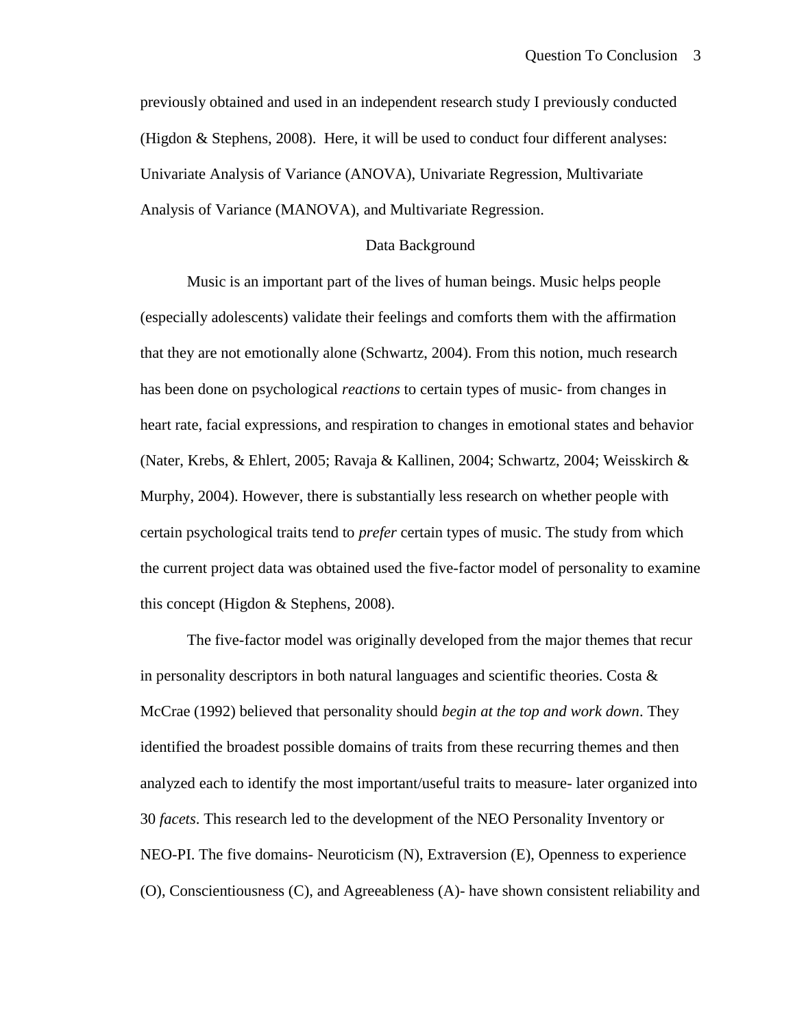previously obtained and used in an independent research study I previously conducted (Higdon & Stephens, 2008). Here, it will be used to conduct four different analyses: Univariate Analysis of Variance (ANOVA), Univariate Regression, Multivariate Analysis of Variance (MANOVA), and Multivariate Regression.

## Data Background

Music is an important part of the lives of human beings. Music helps people (especially adolescents) validate their feelings and comforts them with the affirmation that they are not emotionally alone (Schwartz, 2004). From this notion, much research has been done on psychological *reactions* to certain types of music- from changes in heart rate, facial expressions, and respiration to changes in emotional states and behavior (Nater, Krebs, & Ehlert, 2005; Ravaja & Kallinen, 2004; Schwartz, 2004; Weisskirch & Murphy, 2004). However, there is substantially less research on whether people with certain psychological traits tend to *prefer* certain types of music. The study from which the current project data was obtained used the five-factor model of personality to examine this concept (Higdon & Stephens, 2008).

The five-factor model was originally developed from the major themes that recur in personality descriptors in both natural languages and scientific theories. Costa & McCrae (1992) believed that personality should *begin at the top and work down*. They identified the broadest possible domains of traits from these recurring themes and then analyzed each to identify the most important/useful traits to measure- later organized into 30 *facets*. This research led to the development of the NEO Personality Inventory or NEO-PI. The five domains- Neuroticism (N), Extraversion (E), Openness to experience (O), Conscientiousness (C), and Agreeableness (A)- have shown consistent reliability and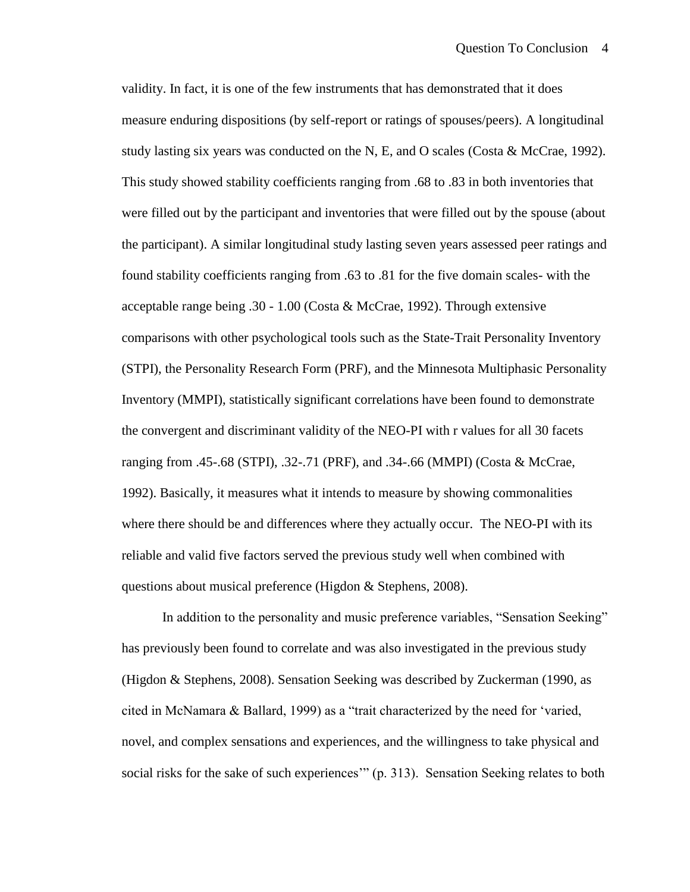validity. In fact, it is one of the few instruments that has demonstrated that it does measure enduring dispositions (by self-report or ratings of spouses/peers). A longitudinal study lasting six years was conducted on the N, E, and O scales (Costa & McCrae, 1992). This study showed stability coefficients ranging from .68 to .83 in both inventories that were filled out by the participant and inventories that were filled out by the spouse (about the participant). A similar longitudinal study lasting seven years assessed peer ratings and found stability coefficients ranging from .63 to .81 for the five domain scales- with the acceptable range being .30 - 1.00 (Costa & McCrae, 1992). Through extensive comparisons with other psychological tools such as the State-Trait Personality Inventory (STPI), the Personality Research Form (PRF), and the Minnesota Multiphasic Personality Inventory (MMPI), statistically significant correlations have been found to demonstrate the convergent and discriminant validity of the NEO-PI with r values for all 30 facets ranging from .45-.68 (STPI), .32-.71 (PRF), and .34-.66 (MMPI) (Costa & McCrae, 1992). Basically, it measures what it intends to measure by showing commonalities where there should be and differences where they actually occur. The NEO-PI with its reliable and valid five factors served the previous study well when combined with questions about musical preference (Higdon & Stephens, 2008).

In addition to the personality and music preference variables, "Sensation Seeking" has previously been found to correlate and was also investigated in the previous study (Higdon & Stephens, 2008). Sensation Seeking was described by Zuckerman (1990, as cited in McNamara & Ballard, 1999) as a "trait characterized by the need for 'varied, novel, and complex sensations and experiences, and the willingness to take physical and social risks for the sake of such experiences'" (p. 313). Sensation Seeking relates to both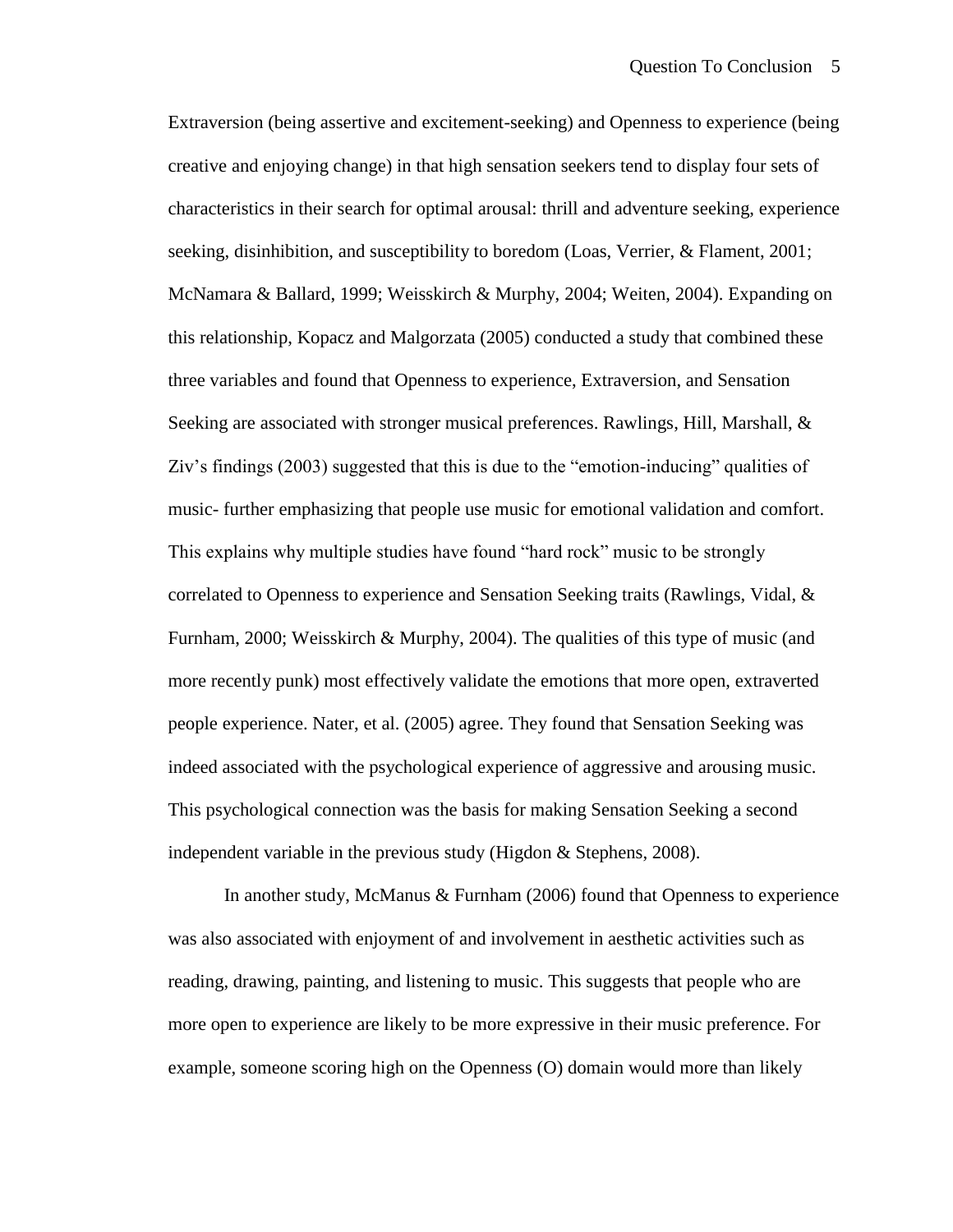Extraversion (being assertive and excitement-seeking) and Openness to experience (being creative and enjoying change) in that high sensation seekers tend to display four sets of characteristics in their search for optimal arousal: thrill and adventure seeking, experience seeking, disinhibition, and susceptibility to boredom (Loas, Verrier, & Flament, 2001; McNamara & Ballard, 1999; Weisskirch & Murphy, 2004; Weiten, 2004). Expanding on this relationship, Kopacz and Malgorzata (2005) conducted a study that combined these three variables and found that Openness to experience, Extraversion, and Sensation Seeking are associated with stronger musical preferences. Rawlings, Hill, Marshall, & Ziv's findings (2003) suggested that this is due to the "emotion-inducing" qualities of music- further emphasizing that people use music for emotional validation and comfort. This explains why multiple studies have found "hard rock" music to be strongly correlated to Openness to experience and Sensation Seeking traits (Rawlings, Vidal, & Furnham, 2000; Weisskirch & Murphy, 2004). The qualities of this type of music (and more recently punk) most effectively validate the emotions that more open, extraverted people experience. Nater, et al. (2005) agree. They found that Sensation Seeking was indeed associated with the psychological experience of aggressive and arousing music. This psychological connection was the basis for making Sensation Seeking a second independent variable in the previous study (Higdon & Stephens, 2008).

In another study, McManus & Furnham (2006) found that Openness to experience was also associated with enjoyment of and involvement in aesthetic activities such as reading, drawing, painting, and listening to music. This suggests that people who are more open to experience are likely to be more expressive in their music preference. For example, someone scoring high on the Openness (O) domain would more than likely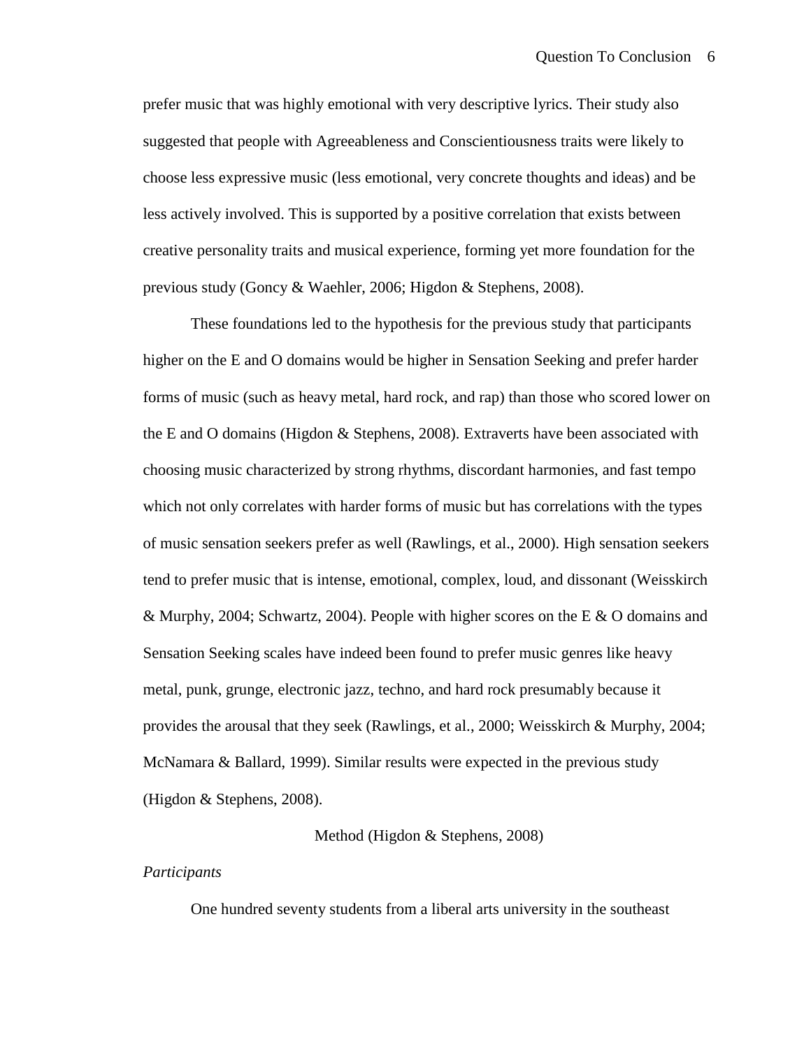prefer music that was highly emotional with very descriptive lyrics. Their study also suggested that people with Agreeableness and Conscientiousness traits were likely to choose less expressive music (less emotional, very concrete thoughts and ideas) and be less actively involved. This is supported by a positive correlation that exists between creative personality traits and musical experience, forming yet more foundation for the previous study (Goncy & Waehler, 2006; Higdon & Stephens, 2008).

These foundations led to the hypothesis for the previous study that participants higher on the E and O domains would be higher in Sensation Seeking and prefer harder forms of music (such as heavy metal, hard rock, and rap) than those who scored lower on the E and O domains (Higdon & Stephens, 2008). Extraverts have been associated with choosing music characterized by strong rhythms, discordant harmonies, and fast tempo which not only correlates with harder forms of music but has correlations with the types of music sensation seekers prefer as well (Rawlings, et al., 2000). High sensation seekers tend to prefer music that is intense, emotional, complex, loud, and dissonant (Weisskirch & Murphy, 2004; Schwartz, 2004). People with higher scores on the E & O domains and Sensation Seeking scales have indeed been found to prefer music genres like heavy metal, punk, grunge, electronic jazz, techno, and hard rock presumably because it provides the arousal that they seek (Rawlings, et al., 2000; Weisskirch & Murphy, 2004; McNamara & Ballard, 1999). Similar results were expected in the previous study (Higdon & Stephens, 2008).

## Method (Higdon & Stephens, 2008)

*Participants*

One hundred seventy students from a liberal arts university in the southeast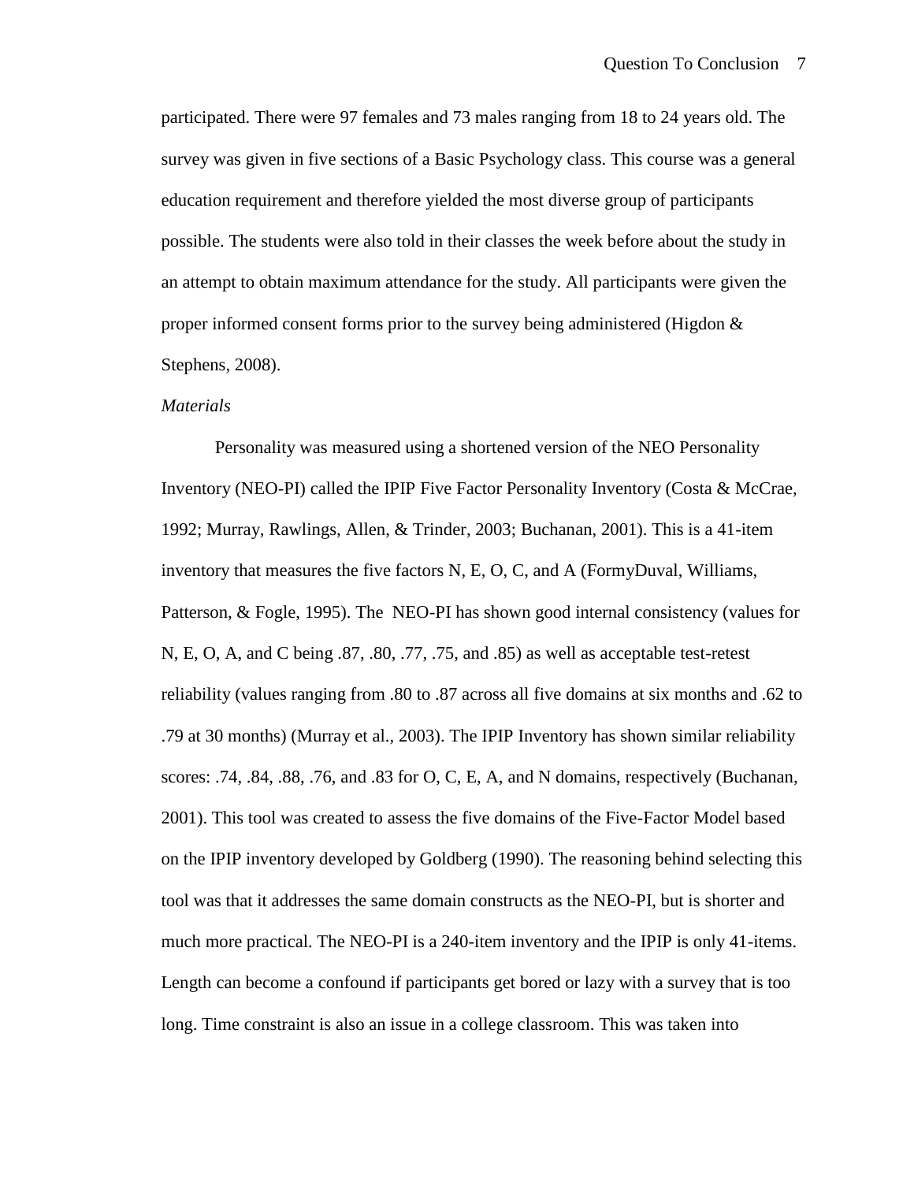participated. There were 97 females and 73 males ranging from 18 to 24 years old. The survey was given in five sections of a Basic Psychology class. This course was a general education requirement and therefore yielded the most diverse group of participants possible. The students were also told in their classes the week before about the study in an attempt to obtain maximum attendance for the study. All participants were given the proper informed consent forms prior to the survey being administered (Higdon & Stephens, 2008).

*Materials*

Personality was measured using a shortened version of the NEO Personality Inventory (NEO-PI) called the IPIP Five Factor Personality Inventory (Costa & McCrae, 1992; Murray, Rawlings, Allen, & Trinder, 2003; Buchanan, 2001). This is a 41-item inventory that measures the five factors N, E, O, C, and A (FormyDuval, Williams, Patterson, & Fogle, 1995). The NEO-PI has shown good internal consistency (values for N, E, O, A, and C being .87, .80, .77, .75, and .85) as well as acceptable test-retest reliability (values ranging from .80 to .87 across all five domains at six months and .62 to .79 at 30 months) (Murray et al., 2003). The IPIP Inventory has shown similar reliability scores: .74, .84, .88, .76, and .83 for O, C, E, A, and N domains, respectively (Buchanan, 2001). This tool was created to assess the five domains of the Five-Factor Model based on the IPIP inventory developed by Goldberg (1990). The reasoning behind selecting this tool was that it addresses the same domain constructs as the NEO-PI, but is shorter and much more practical. The NEO-PI is a 240-item inventory and the IPIP is only 41-items. Length can become a confound if participants get bored or lazy with a survey that is too long. Time constraint is also an issue in a college classroom. This was taken into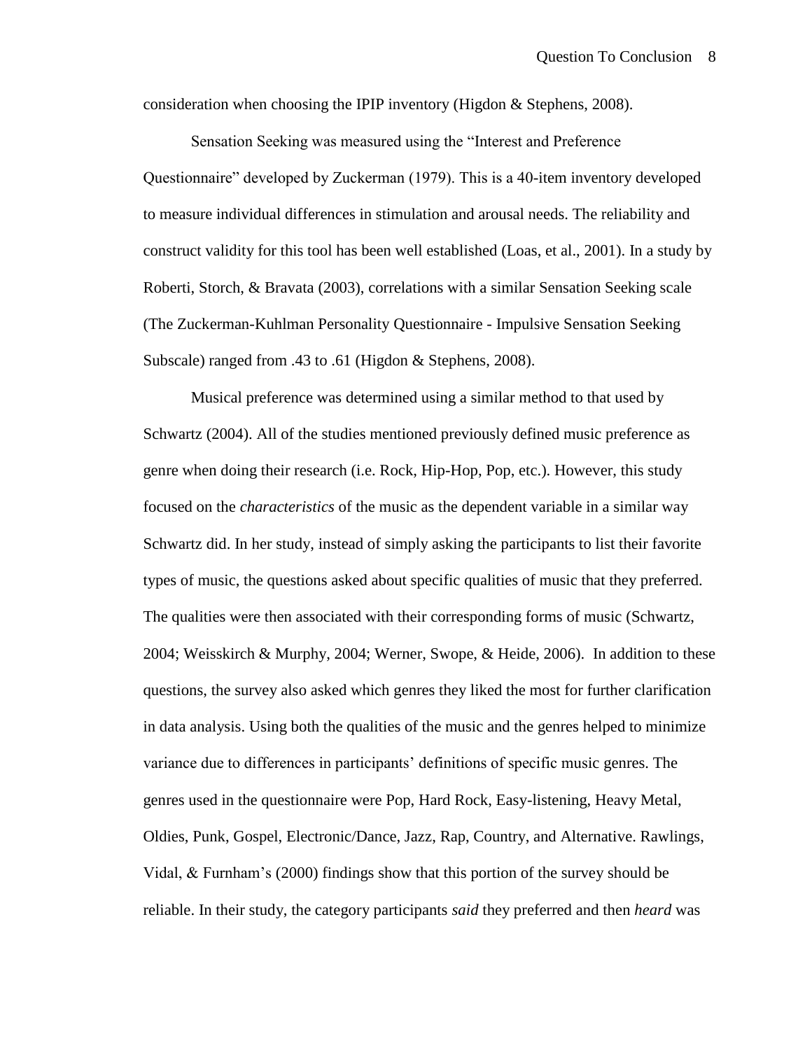consideration when choosing the IPIP inventory (Higdon & Stephens, 2008).

Sensation Seeking was measured using the "Interest and Preference Questionnaire" developed by Zuckerman (1979). This is a 40-item inventory developed to measure individual differences in stimulation and arousal needs. The reliability and construct validity for this tool has been well established (Loas, et al., 2001). In a study by Roberti, Storch, & Bravata (2003), correlations with a similar Sensation Seeking scale (The Zuckerman-Kuhlman Personality Questionnaire - Impulsive Sensation Seeking Subscale) ranged from .43 to .61 (Higdon & Stephens, 2008).

Musical preference was determined using a similar method to that used by Schwartz (2004). All of the studies mentioned previously defined music preference as genre when doing their research (i.e. Rock, Hip-Hop, Pop, etc.). However, this study focused on the *characteristics* of the music as the dependent variable in a similar way Schwartz did. In her study, instead of simply asking the participants to list their favorite types of music, the questions asked about specific qualities of music that they preferred. The qualities were then associated with their corresponding forms of music (Schwartz, 2004; Weisskirch & Murphy, 2004; Werner, Swope, & Heide, 2006). In addition to these questions, the survey also asked which genres they liked the most for further clarification in data analysis. Using both the qualities of the music and the genres helped to minimize variance due to differences in participants' definitions of specific music genres. The genres used in the questionnaire were Pop, Hard Rock, Easy-listening, Heavy Metal, Oldies, Punk, Gospel, Electronic/Dance, Jazz, Rap, Country, and Alternative. Rawlings, Vidal, & Furnham's (2000) findings show that this portion of the survey should be reliable. In their study, the category participants *said* they preferred and then *heard* was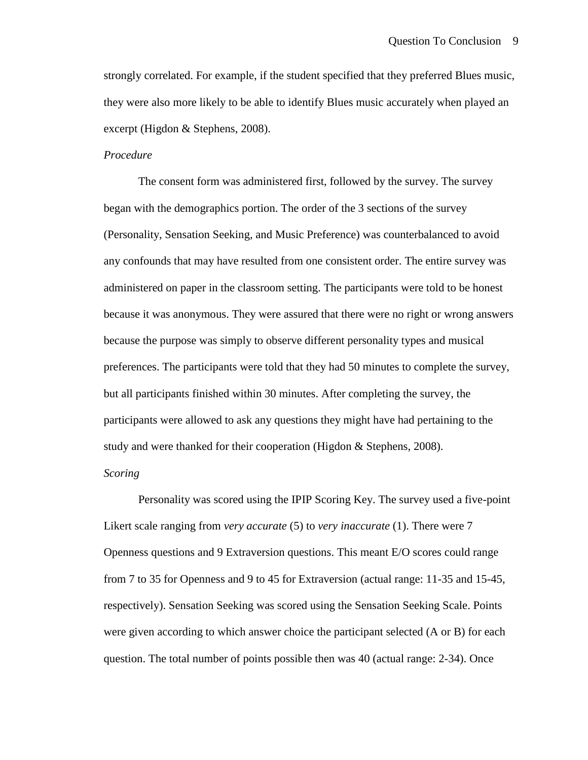strongly correlated. For example, if the student specified that they preferred Blues music, they were also more likely to be able to identify Blues music accurately when played an excerpt (Higdon & Stephens, 2008).

*Procedure*

The consent form was administered first, followed by the survey. The survey began with the demographics portion. The order of the 3 sections of the survey (Personality, Sensation Seeking, and Music Preference) was counterbalanced to avoid any confounds that may have resulted from one consistent order. The entire survey was administered on paper in the classroom setting. The participants were told to be honest because it was anonymous. They were assured that there were no right or wrong answers because the purpose was simply to observe different personality types and musical preferences. The participants were told that they had 50 minutes to complete the survey, but all participants finished within 30 minutes. After completing the survey, the participants were allowed to ask any questions they might have had pertaining to the study and were thanked for their cooperation (Higdon & Stephens, 2008).

*Scoring*

Personality was scored using the IPIP Scoring Key. The survey used a five-point Likert scale ranging from *very accurate* (5) to *very inaccurate* (1). There were 7 Openness questions and 9 Extraversion questions. This meant E/O scores could range from 7 to 35 for Openness and 9 to 45 for Extraversion (actual range: 11-35 and 15-45, respectively). Sensation Seeking was scored using the Sensation Seeking Scale. Points were given according to which answer choice the participant selected (A or B) for each question. The total number of points possible then was 40 (actual range: 2-34). Once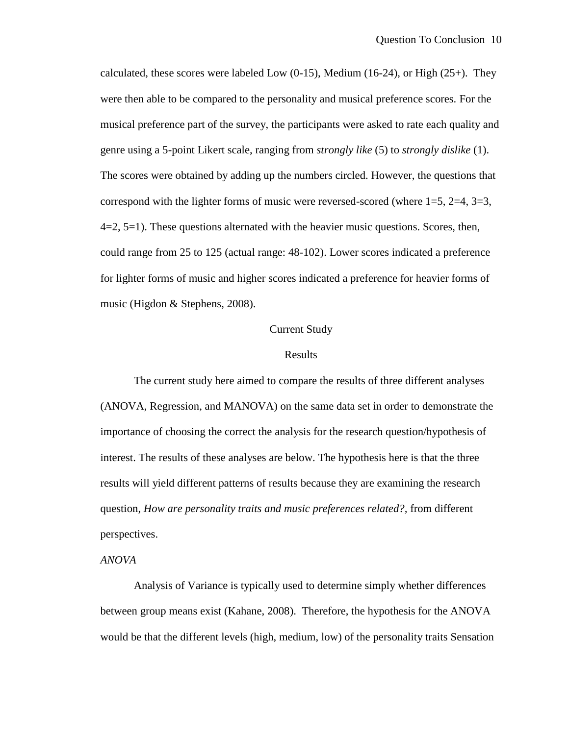calculated, these scores were labeled Low (0-15), Medium (16-24), or High (25+). They were then able to be compared to the personality and musical preference scores. For the musical preference part of the survey, the participants were asked to rate each quality and genre using a 5-point Likert scale, ranging from *strongly like* (5) to *strongly dislike* (1). The scores were obtained by adding up the numbers circled. However, the questions that correspond with the lighter forms of music were reversed-scored (where 1=5, 2=4, 3=3, 4=2, 5=1). These questions alternated with the heavier music questions. Scores, then, could range from 25 to 125 (actual range: 48-102). Lower scores indicated a preference for lighter forms of music and higher scores indicated a preference for heavier forms of music (Higdon & Stephens, 2008).

## Current Study

## Results

The current study here aimed to compare the results of three different analyses (ANOVA, Regression, and MANOVA) on the same data set in order to demonstrate the importance of choosing the correct the analysis for the research question/hypothesis of interest. The results of these analyses are below. The hypothesis here is that the three results will yield different patterns of results because they are examining the research question, *How are personality traits and music preferences related?,* from different perspectives.

### *ANOVA*

Analysis of Variance is typically used to determine simply whether differences between group means exist (Kahane, 2008). Therefore, the hypothesis for the ANOVA would be that the different levels (high, medium, low) of the personality traits Sensation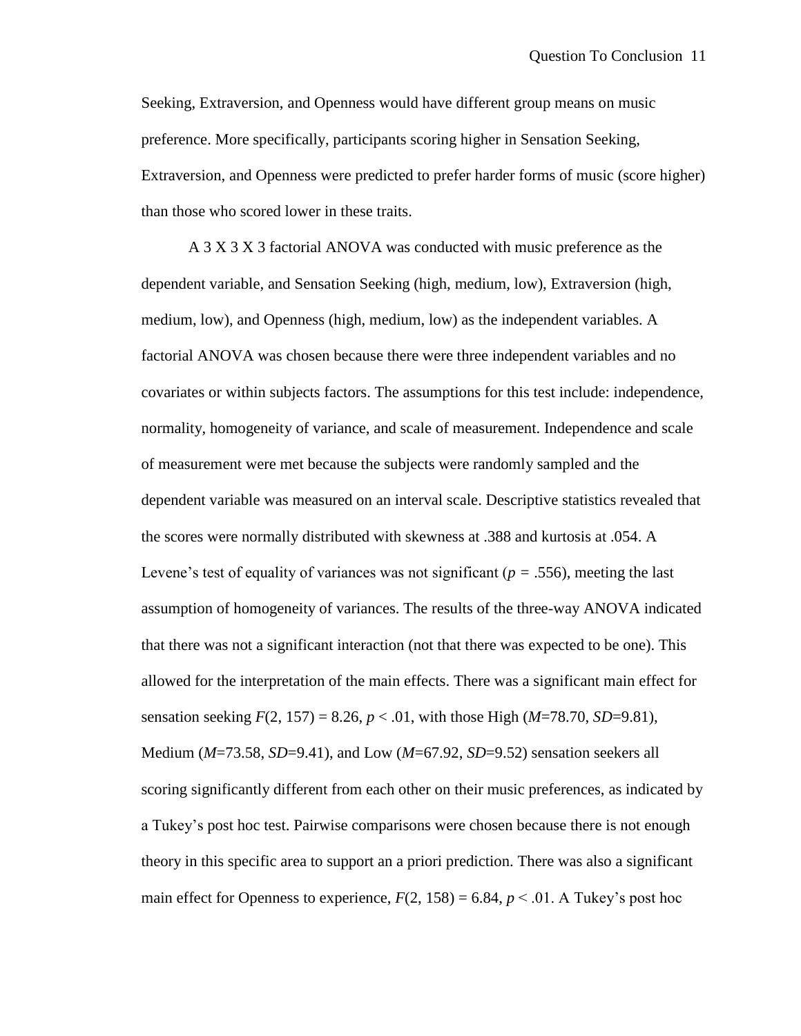Seeking, Extraversion, and Openness would have different group means on music preference. More specifically, participants scoring higher in Sensation Seeking, Extraversion, and Openness were predicted to prefer harder forms of music (score higher) than those who scored lower in these traits.

A 3 X 3 X 3 factorial ANOVA was conducted with music preference as the dependent variable, and Sensation Seeking (high, medium, low), Extraversion (high, medium, low), and Openness (high, medium, low) as the independent variables. A factorial ANOVA was chosen because there were three independent variables and no covariates or within subjects factors. The assumptions for this test include: independence, normality, homogeneity of variance, and scale of measurement. Independence and scale of measurement were met because the subjects were randomly sampled and the dependent variable was measured on an interval scale. Descriptive statistics revealed that the scores were normally distributed with skewness at .388 and kurtosis at .054. A Levene's test of equality of variances was not significant ($p$ = .556), meeting the last assumption of homogeneity of variances. The results of the three-way ANOVA indicated that there was not a significant interaction (not that there was expected to be one). This allowed for the interpretation of the main effects. There was a significant main effect for sensation seeking $F(2, 157) = 8.26$, $p < .01$, with those High ($M$=78.70, $SD$=9.81), Medium ($M$=73.58, $SD$=9.41), and Low ($M$=67.92, $SD$=9.52) sensation seekers all scoring significantly different from each other on their music preferences, as indicated by a Tukey's post hoc test. Pairwise comparisons were chosen because there is not enough theory in this specific area to support an a priori prediction. There was also a significant main effect for Openness to experience, $F(2, 158) = 6.84$, $p < .01$. A Tukey's post hoc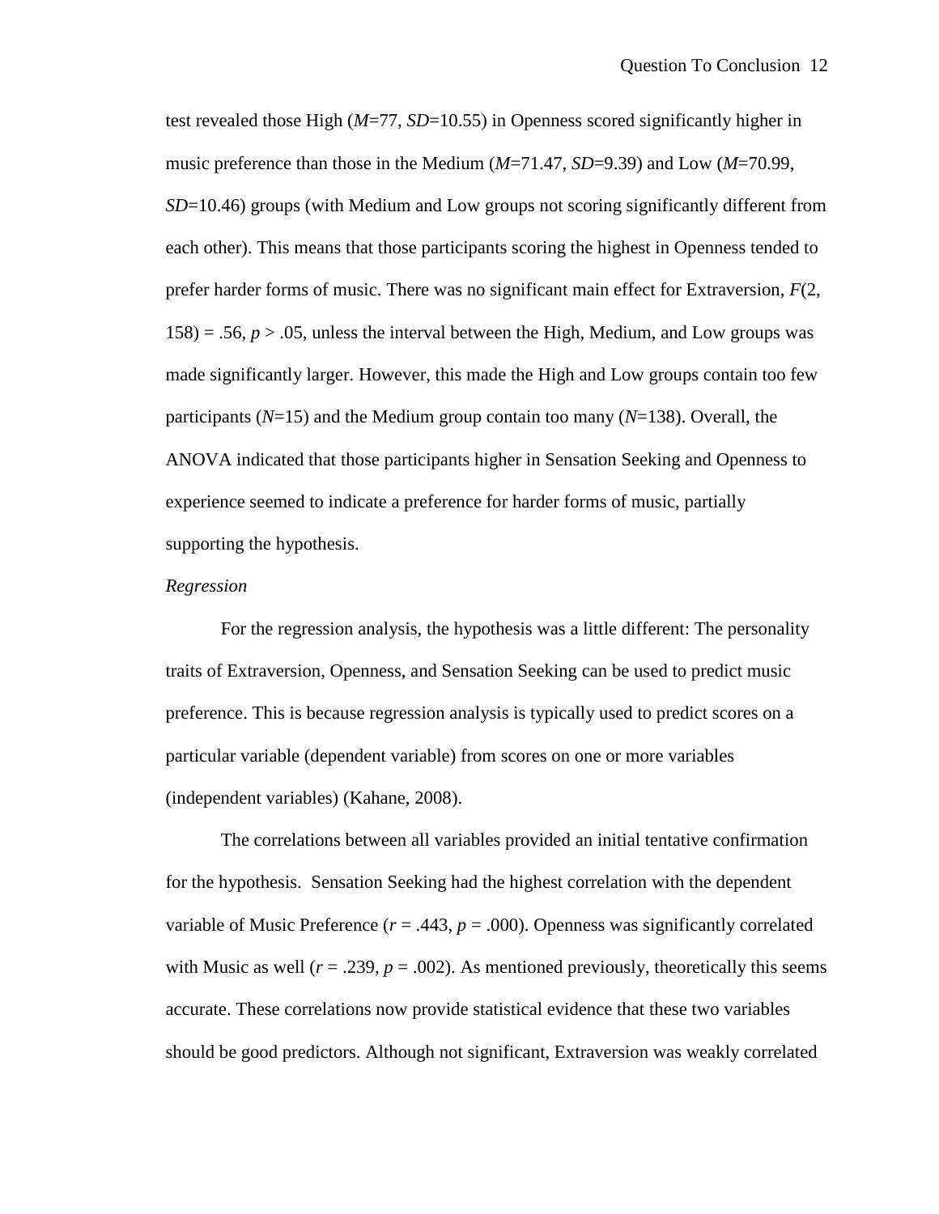test revealed those High ($M$=77, $SD$=10.55) in Openness scored significantly higher in music preference than those in the Medium ($M$=71.47, $SD$=9.39) and Low ($M$=70.99, $SD$=10.46) groups (with Medium and Low groups not scoring significantly different from each other). This means that those participants scoring the highest in Openness tended to prefer harder forms of music. There was no significant main effect for Extraversion, $F(2, 158) = .56$, $p > .05$, unless the interval between the High, Medium, and Low groups was made significantly larger. However, this made the High and Low groups contain too few participants ($N$=15) and the Medium group contain too many ($N$=138). Overall, the ANOVA indicated that those participants higher in Sensation Seeking and Openness to experience seemed to indicate a preference for harder forms of music, partially supporting the hypothesis.

*Regression*

For the regression analysis, the hypothesis was a little different: The personality traits of Extraversion, Openness, and Sensation Seeking can be used to predict music preference. This is because regression analysis is typically used to predict scores on a particular variable (dependent variable) from scores on one or more variables (independent variables) (Kahane, 2008).

The correlations between all variables provided an initial tentative confirmation for the hypothesis. Sensation Seeking had the highest correlation with the dependent variable of Music Preference ($r = .443$, $p = .000$). Openness was significantly correlated with Music as well ($r = .239$, $p = .002$). As mentioned previously, theoretically this seems accurate. These correlations now provide statistical evidence that these two variables should be good predictors. Although not significant, Extraversion was weakly correlated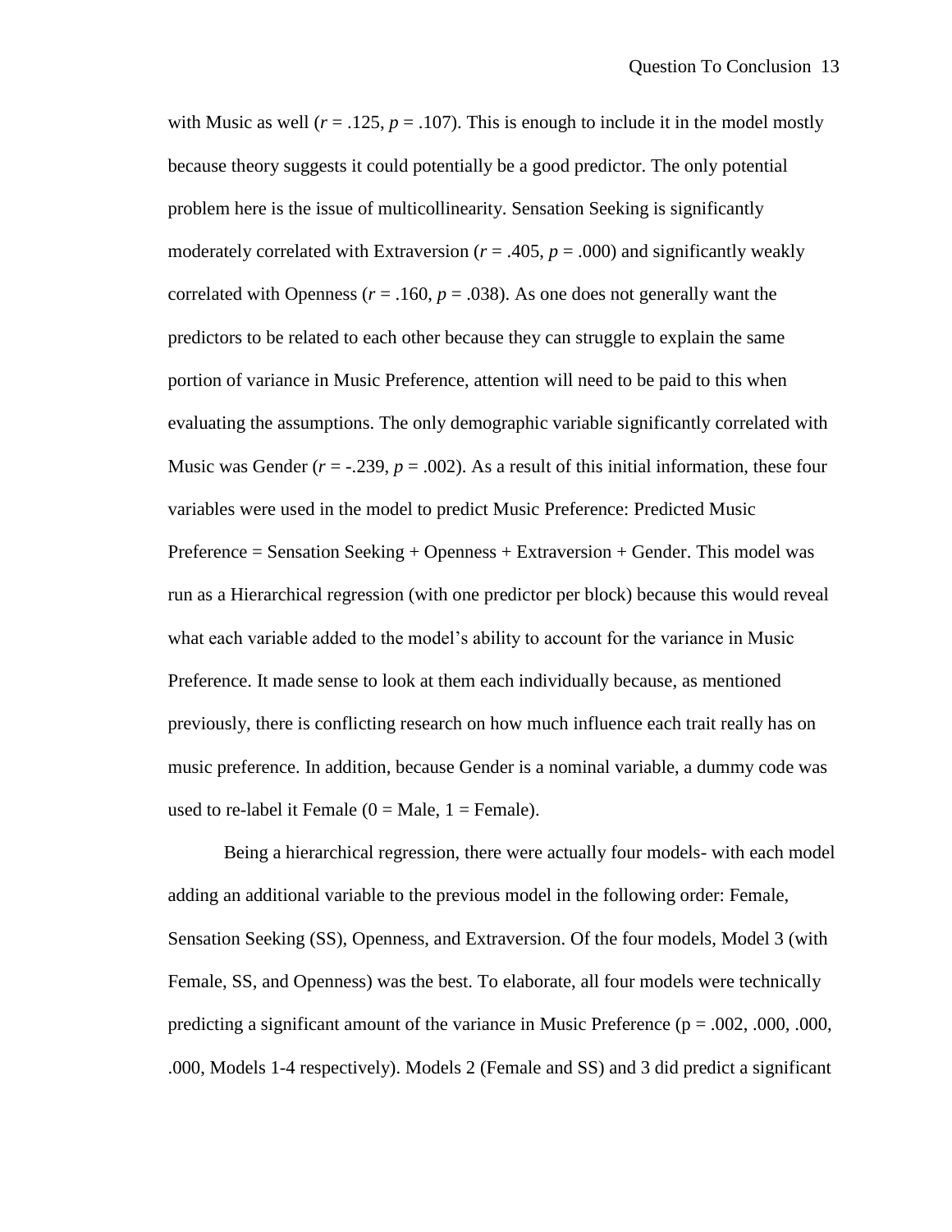with Music as well ($r = .125$, $p = .107$). This is enough to include it in the model mostly because theory suggests it could potentially be a good predictor. The only potential problem here is the issue of multicollinearity. Sensation Seeking is significantly moderately correlated with Extraversion ($r = .405$, $p = .000$) and significantly weakly correlated with Openness ($r = .160$, $p = .038$). As one does not generally want the predictors to be related to each other because they can struggle to explain the same portion of variance in Music Preference, attention will need to be paid to this when evaluating the assumptions. The only demographic variable significantly correlated with Music was Gender ($r = -.239$, $p = .002$). As a result of this initial information, these four variables were used in the model to predict Music Preference: Predicted Music Preference = Sensation Seeking + Openness + Extraversion + Gender. This model was run as a Hierarchical regression (with one predictor per block) because this would reveal what each variable added to the model's ability to account for the variance in Music Preference. It made sense to look at them each individually because, as mentioned previously, there is conflicting research on how much influence each trait really has on music preference. In addition, because Gender is a nominal variable, a dummy code was used to re-label it Female (0 = Male, 1 = Female).

Being a hierarchical regression, there were actually four models- with each model adding an additional variable to the previous model in the following order: Female, Sensation Seeking (SS), Openness, and Extraversion. Of the four models, Model 3 (with Female, SS, and Openness) was the best. To elaborate, all four models were technically predicting a significant amount of the variance in Music Preference (p = .002, .000, .000, .000, Models 1-4 respectively). Models 2 (Female and SS) and 3 did predict a significant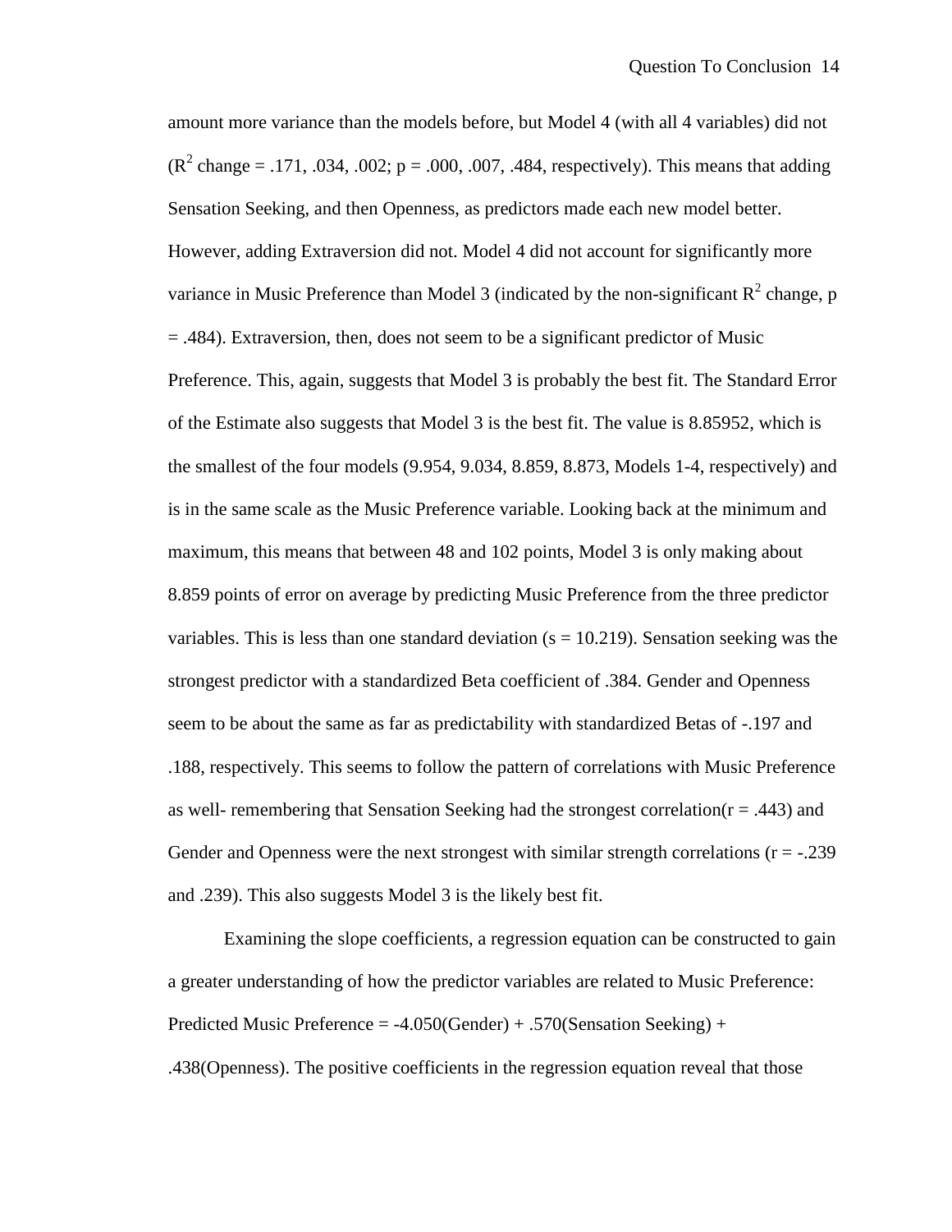amount more variance than the models before, but Model 4 (with all 4 variables) did not ($R^2$ change = .171, .034, .002; p = .000, .007, .484, respectively). This means that adding Sensation Seeking, and then Openness, as predictors made each new model better. However, adding Extraversion did not. Model 4 did not account for significantly more variance in Music Preference than Model 3 (indicated by the non-significant $R^2$ change, p = .484). Extraversion, then, does not seem to be a significant predictor of Music Preference. This, again, suggests that Model 3 is probably the best fit. The Standard Error of the Estimate also suggests that Model 3 is the best fit. The value is 8.85952, which is the smallest of the four models (9.954, 9.034, 8.859, 8.873, Models 1-4, respectively) and is in the same scale as the Music Preference variable. Looking back at the minimum and maximum, this means that between 48 and 102 points, Model 3 is only making about 8.859 points of error on average by predicting Music Preference from the three predictor variables. This is less than one standard deviation (s = 10.219). Sensation seeking was the strongest predictor with a standardized Beta coefficient of .384. Gender and Openness seem to be about the same as far as predictability with standardized Betas of -.197 and .188, respectively. This seems to follow the pattern of correlations with Music Preference as well- remembering that Sensation Seeking had the strongest correlation(r = .443) and Gender and Openness were the next strongest with similar strength correlations (r = -.239 and .239). This also suggests Model 3 is the likely best fit.

Examining the slope coefficients, a regression equation can be constructed to gain a greater understanding of how the predictor variables are related to Music Preference: Predicted Music Preference = -4.050(Gender) + .570(Sensation Seeking) + .438(Openness). The positive coefficients in the regression equation reveal that those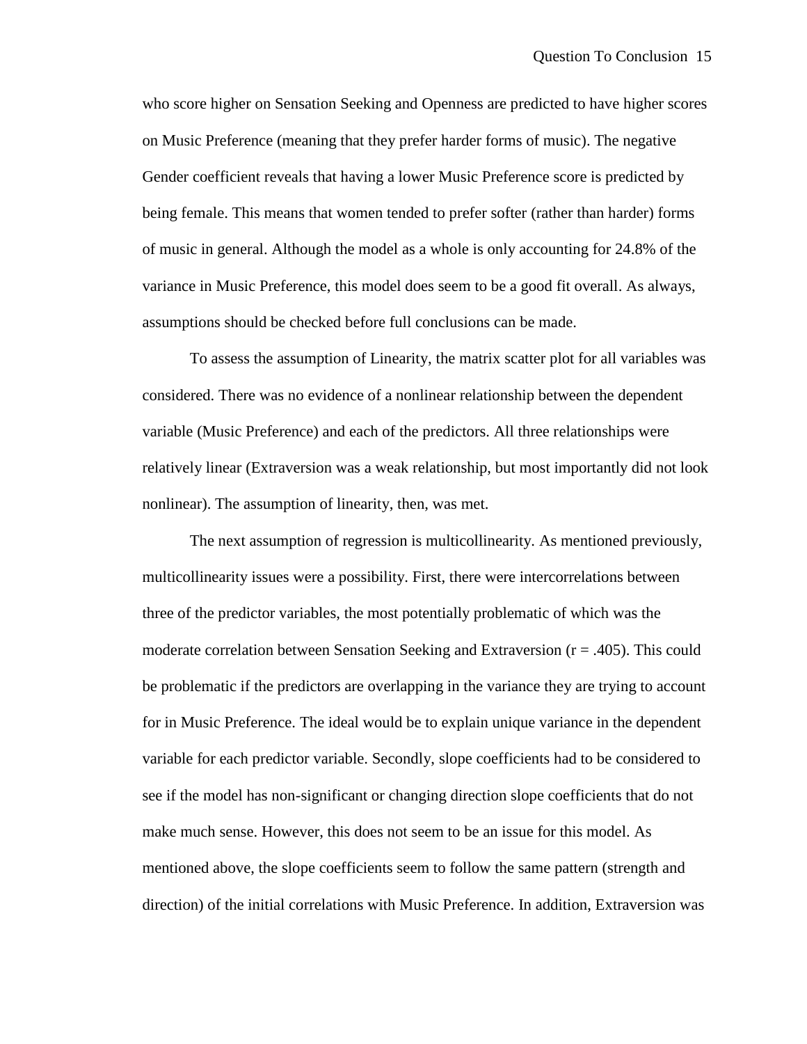who score higher on Sensation Seeking and Openness are predicted to have higher scores on Music Preference (meaning that they prefer harder forms of music). The negative Gender coefficient reveals that having a lower Music Preference score is predicted by being female. This means that women tended to prefer softer (rather than harder) forms of music in general. Although the model as a whole is only accounting for 24.8% of the variance in Music Preference, this model does seem to be a good fit overall. As always, assumptions should be checked before full conclusions can be made.

To assess the assumption of Linearity, the matrix scatter plot for all variables was considered. There was no evidence of a nonlinear relationship between the dependent variable (Music Preference) and each of the predictors. All three relationships were relatively linear (Extraversion was a weak relationship, but most importantly did not look nonlinear). The assumption of linearity, then, was met.

The next assumption of regression is multicollinearity. As mentioned previously, multicollinearity issues were a possibility. First, there were intercorrelations between three of the predictor variables, the most potentially problematic of which was the moderate correlation between Sensation Seeking and Extraversion ($r = .405$). This could be problematic if the predictors are overlapping in the variance they are trying to account for in Music Preference. The ideal would be to explain unique variance in the dependent variable for each predictor variable. Secondly, slope coefficients had to be considered to see if the model has non-significant or changing direction slope coefficients that do not make much sense. However, this does not seem to be an issue for this model. As mentioned above, the slope coefficients seem to follow the same pattern (strength and direction) of the initial correlations with Music Preference. In addition, Extraversion was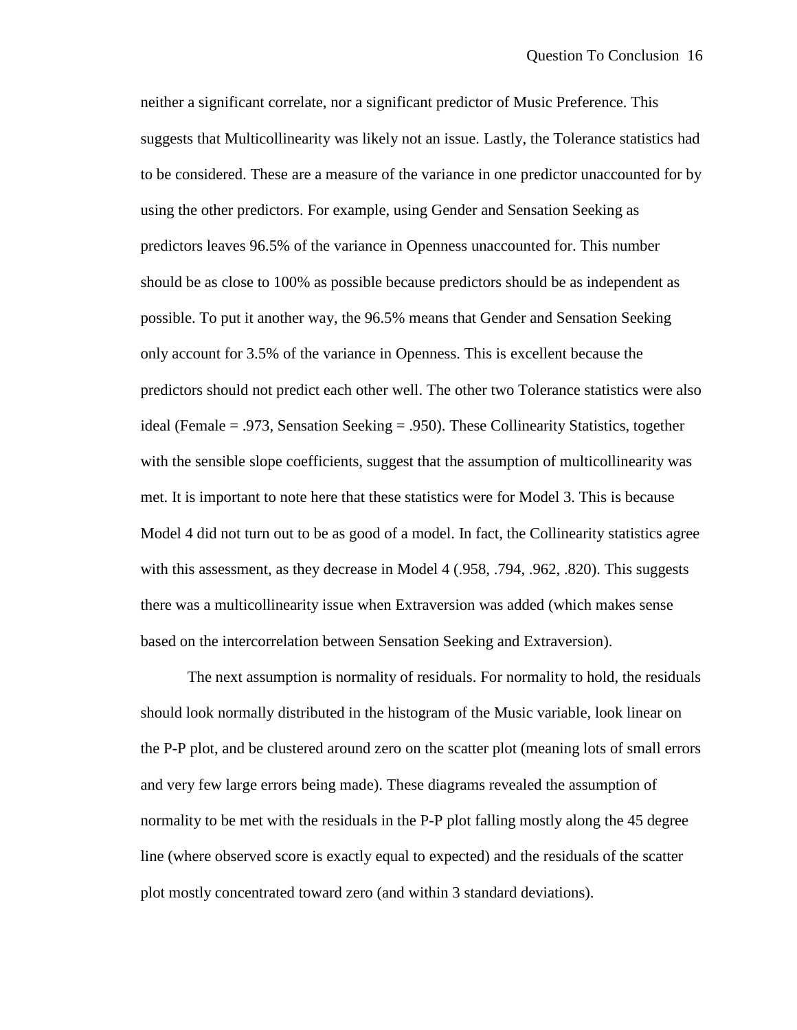neither a significant correlate, nor a significant predictor of Music Preference. This suggests that Multicollinearity was likely not an issue. Lastly, the Tolerance statistics had to be considered. These are a measure of the variance in one predictor unaccounted for by using the other predictors. For example, using Gender and Sensation Seeking as predictors leaves 96.5% of the variance in Openness unaccounted for. This number should be as close to 100% as possible because predictors should be as independent as possible. To put it another way, the 96.5% means that Gender and Sensation Seeking only account for 3.5% of the variance in Openness. This is excellent because the predictors should not predict each other well. The other two Tolerance statistics were also ideal (Female = .973, Sensation Seeking = .950). These Collinearity Statistics, together with the sensible slope coefficients, suggest that the assumption of multicollinearity was met. It is important to note here that these statistics were for Model 3. This is because Model 4 did not turn out to be as good of a model. In fact, the Collinearity statistics agree with this assessment, as they decrease in Model 4 (.958, .794, .962, .820). This suggests there was a multicollinearity issue when Extraversion was added (which makes sense based on the intercorrelation between Sensation Seeking and Extraversion).

The next assumption is normality of residuals. For normality to hold, the residuals should look normally distributed in the histogram of the Music variable, look linear on the P-P plot, and be clustered around zero on the scatter plot (meaning lots of small errors and very few large errors being made). These diagrams revealed the assumption of normality to be met with the residuals in the P-P plot falling mostly along the 45 degree line (where observed score is exactly equal to expected) and the residuals of the scatter plot mostly concentrated toward zero (and within 3 standard deviations).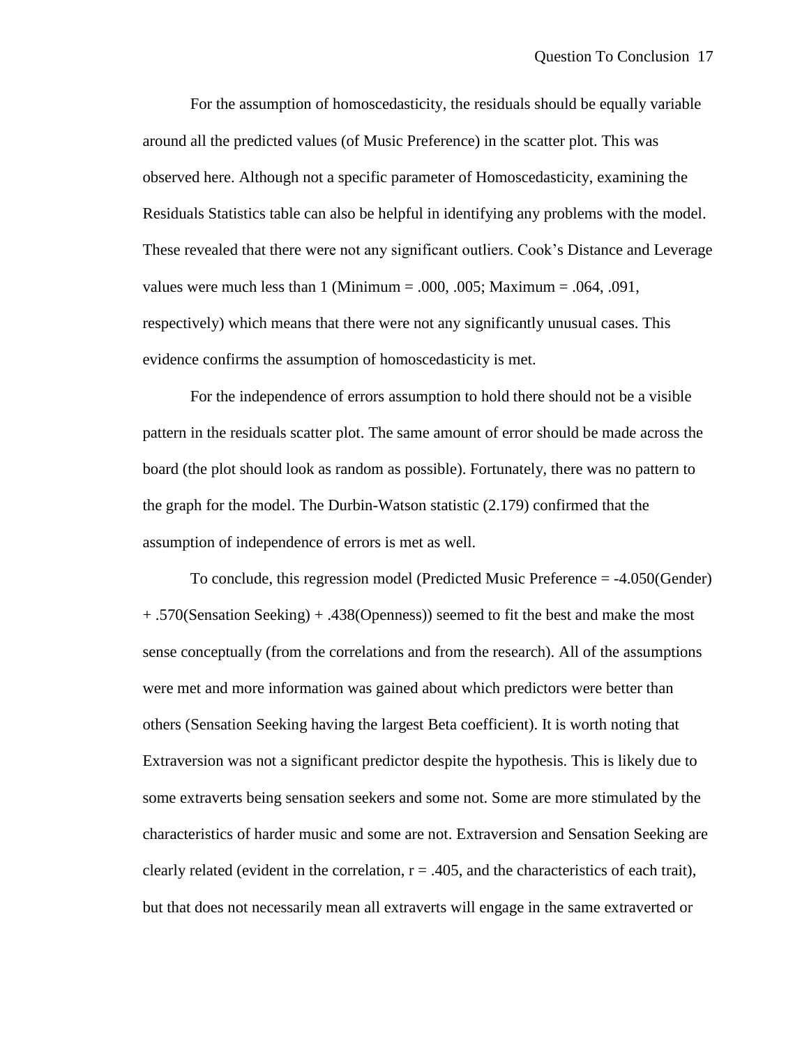For the assumption of homoscedasticity, the residuals should be equally variable around all the predicted values (of Music Preference) in the scatter plot. This was observed here. Although not a specific parameter of Homoscedasticity, examining the Residuals Statistics table can also be helpful in identifying any problems with the model. These revealed that there were not any significant outliers. Cook's Distance and Leverage values were much less than 1 (Minimum = .000, .005; Maximum = .064, .091, respectively) which means that there were not any significantly unusual cases. This evidence confirms the assumption of homoscedasticity is met.

For the independence of errors assumption to hold there should not be a visible pattern in the residuals scatter plot. The same amount of error should be made across the board (the plot should look as random as possible). Fortunately, there was no pattern to the graph for the model. The Durbin-Watson statistic (2.179) confirmed that the assumption of independence of errors is met as well.

To conclude, this regression model (Predicted Music Preference = -4.050(Gender) + .570(Sensation Seeking) + .438(Openness)) seemed to fit the best and make the most sense conceptually (from the correlations and from the research). All of the assumptions were met and more information was gained about which predictors were better than others (Sensation Seeking having the largest Beta coefficient). It is worth noting that Extraversion was not a significant predictor despite the hypothesis. This is likely due to some extraverts being sensation seekers and some not. Some are more stimulated by the characteristics of harder music and some are not. Extraversion and Sensation Seeking are clearly related (evident in the correlation, $r = .405$, and the characteristics of each trait), but that does not necessarily mean all extraverts will engage in the same extraverted or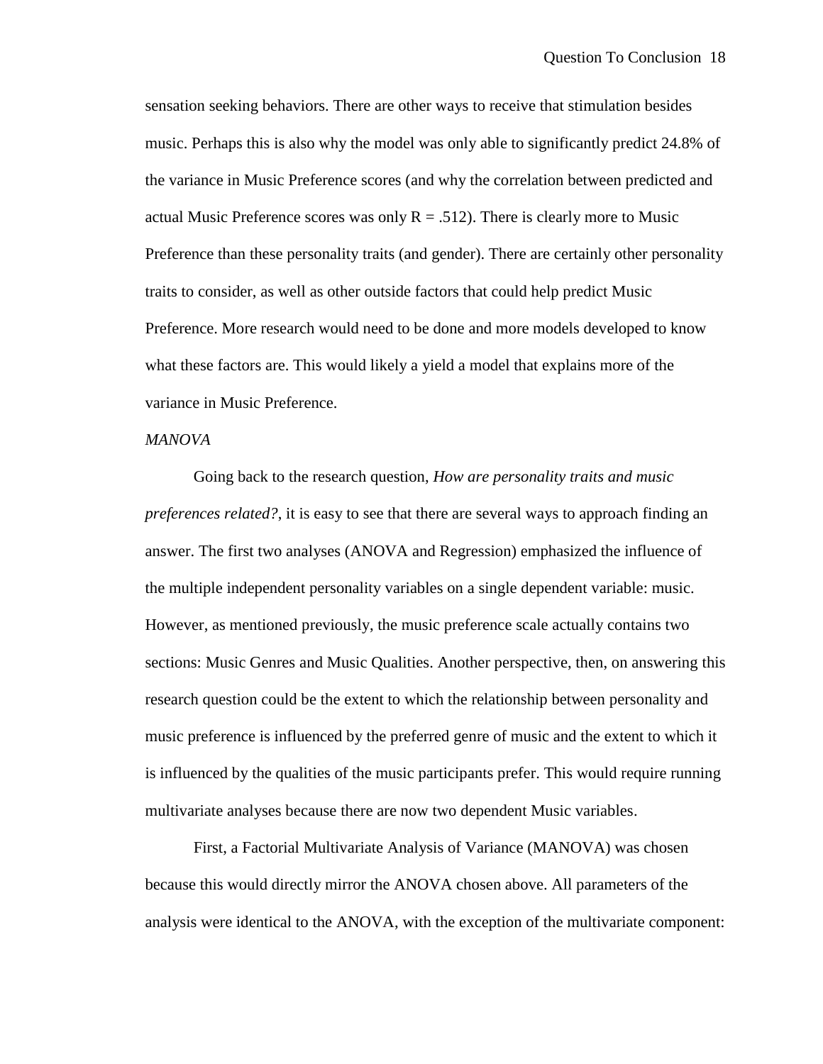sensation seeking behaviors. There are other ways to receive that stimulation besides music. Perhaps this is also why the model was only able to significantly predict 24.8% of the variance in Music Preference scores (and why the correlation between predicted and actual Music Preference scores was only $R = .512$). There is clearly more to Music Preference than these personality traits (and gender). There are certainly other personality traits to consider, as well as other outside factors that could help predict Music Preference. More research would need to be done and more models developed to know what these factors are. This would likely a yield a model that explains more of the variance in Music Preference.

*MANOVA*

Going back to the research question, *How are personality traits and music preferences related?*, it is easy to see that there are several ways to approach finding an answer. The first two analyses (ANOVA and Regression) emphasized the influence of the multiple independent personality variables on a single dependent variable: music. However, as mentioned previously, the music preference scale actually contains two sections: Music Genres and Music Qualities. Another perspective, then, on answering this research question could be the extent to which the relationship between personality and music preference is influenced by the preferred genre of music and the extent to which it is influenced by the qualities of the music participants prefer. This would require running multivariate analyses because there are now two dependent Music variables.

First, a Factorial Multivariate Analysis of Variance (MANOVA) was chosen because this would directly mirror the ANOVA chosen above. All parameters of the analysis were identical to the ANOVA, with the exception of the multivariate component: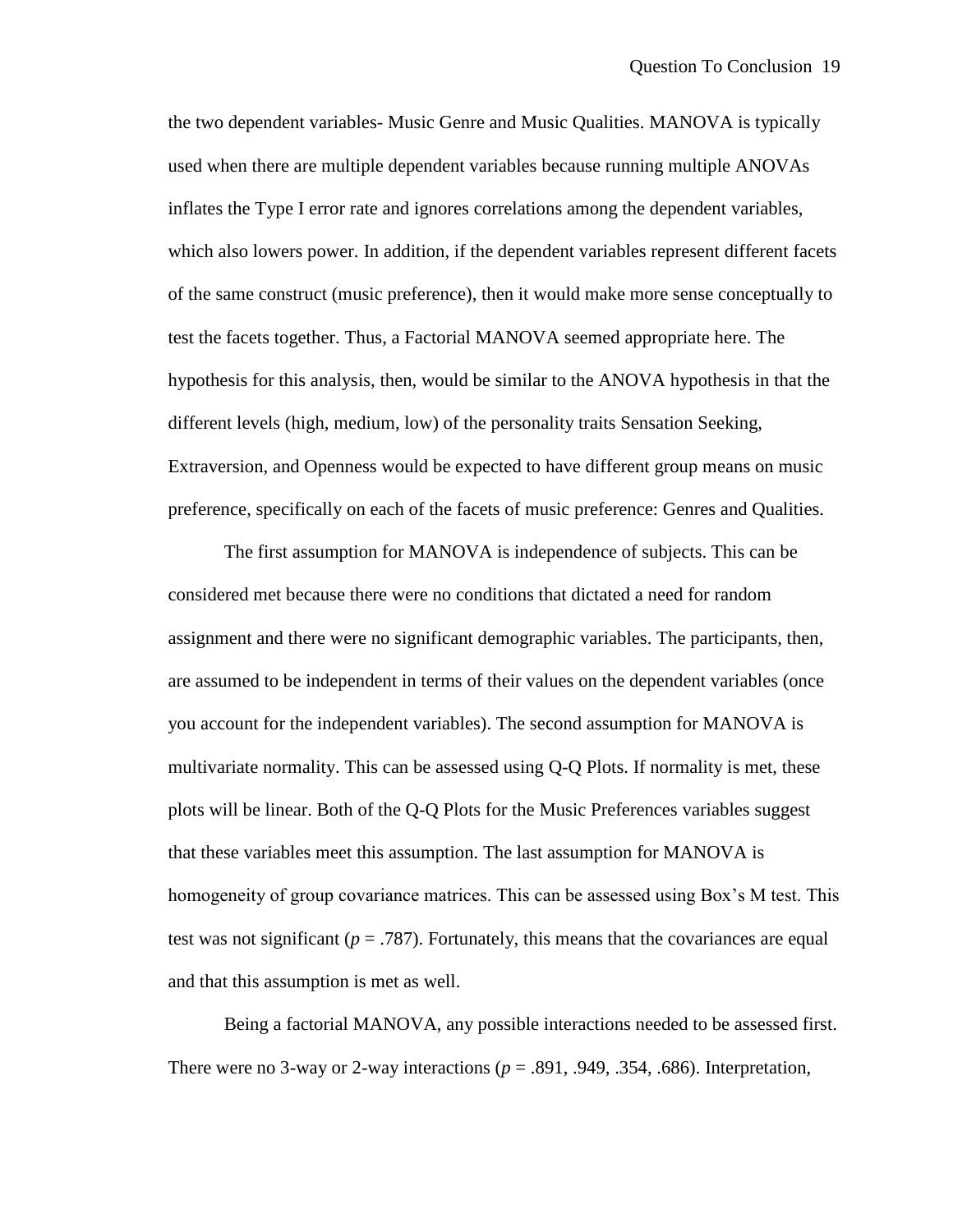the two dependent variables- Music Genre and Music Qualities. MANOVA is typically used when there are multiple dependent variables because running multiple ANOVAs inflates the Type I error rate and ignores correlations among the dependent variables, which also lowers power. In addition, if the dependent variables represent different facets of the same construct (music preference), then it would make more sense conceptually to test the facets together. Thus, a Factorial MANOVA seemed appropriate here. The hypothesis for this analysis, then, would be similar to the ANOVA hypothesis in that the different levels (high, medium, low) of the personality traits Sensation Seeking, Extraversion, and Openness would be expected to have different group means on music preference, specifically on each of the facets of music preference: Genres and Qualities.

The first assumption for MANOVA is independence of subjects. This can be considered met because there were no conditions that dictated a need for random assignment and there were no significant demographic variables. The participants, then, are assumed to be independent in terms of their values on the dependent variables (once you account for the independent variables). The second assumption for MANOVA is multivariate normality. This can be assessed using Q-Q Plots. If normality is met, these plots will be linear. Both of the Q-Q Plots for the Music Preferences variables suggest that these variables meet this assumption. The last assumption for MANOVA is homogeneity of group covariance matrices. This can be assessed using Box's M test. This test was not significant ($p = .787$). Fortunately, this means that the covariances are equal and that this assumption is met as well.

Being a factorial MANOVA, any possible interactions needed to be assessed first. There were no 3-way or 2-way interactions ($p = .891, .949, .354, .686$). Interpretation,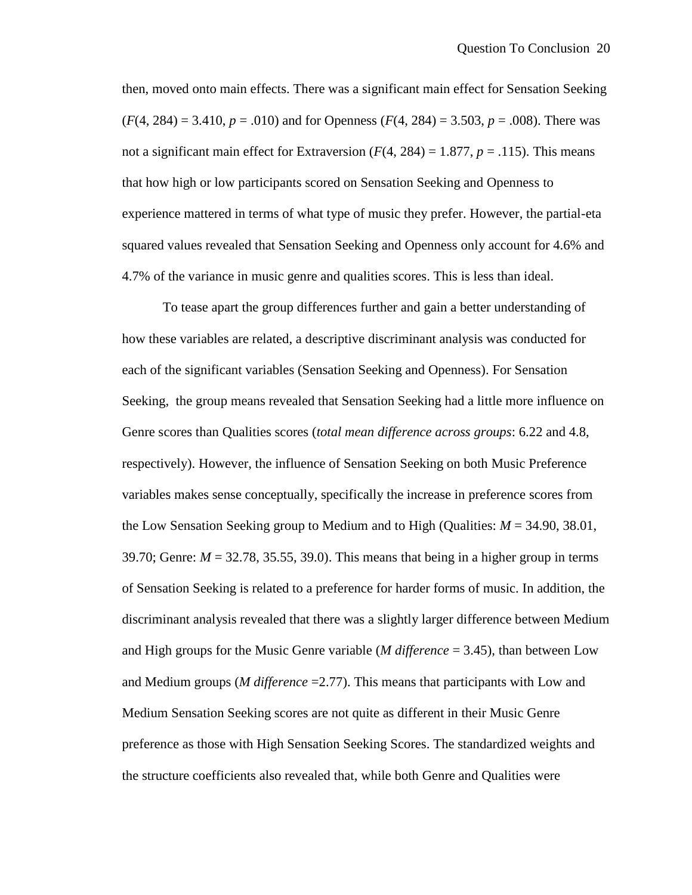then, moved onto main effects. There was a significant main effect for Sensation Seeking ($F(4, 284) = 3.410$, $p = .010$) and for Openness ($F(4, 284) = 3.503$, $p = .008$). There was not a significant main effect for Extraversion ($F(4, 284) = 1.877$, $p = .115$). This means that how high or low participants scored on Sensation Seeking and Openness to experience mattered in terms of what type of music they prefer. However, the partial-eta squared values revealed that Sensation Seeking and Openness only account for 4.6% and 4.7% of the variance in music genre and qualities scores. This is less than ideal.

To tease apart the group differences further and gain a better understanding of how these variables are related, a descriptive discriminant analysis was conducted for each of the significant variables (Sensation Seeking and Openness). For Sensation Seeking, the group means revealed that Sensation Seeking had a little more influence on Genre scores than Qualities scores (*total mean difference across groups*: 6.22 and 4.8, respectively). However, the influence of Sensation Seeking on both Music Preference variables makes sense conceptually, specifically the increase in preference scores from the Low Sensation Seeking group to Medium and to High (Qualities: $M = 34.90, 38.01, 39.70$; Genre: $M = 32.78, 35.55, 39.0$). This means that being in a higher group in terms of Sensation Seeking is related to a preference for harder forms of music. In addition, the discriminant analysis revealed that there was a slightly larger difference between Medium and High groups for the Music Genre variable (*M difference* = 3.45), than between Low and Medium groups (*M difference* =2.77). This means that participants with Low and Medium Sensation Seeking scores are not quite as different in their Music Genre preference as those with High Sensation Seeking Scores. The standardized weights and the structure coefficients also revealed that, while both Genre and Qualities were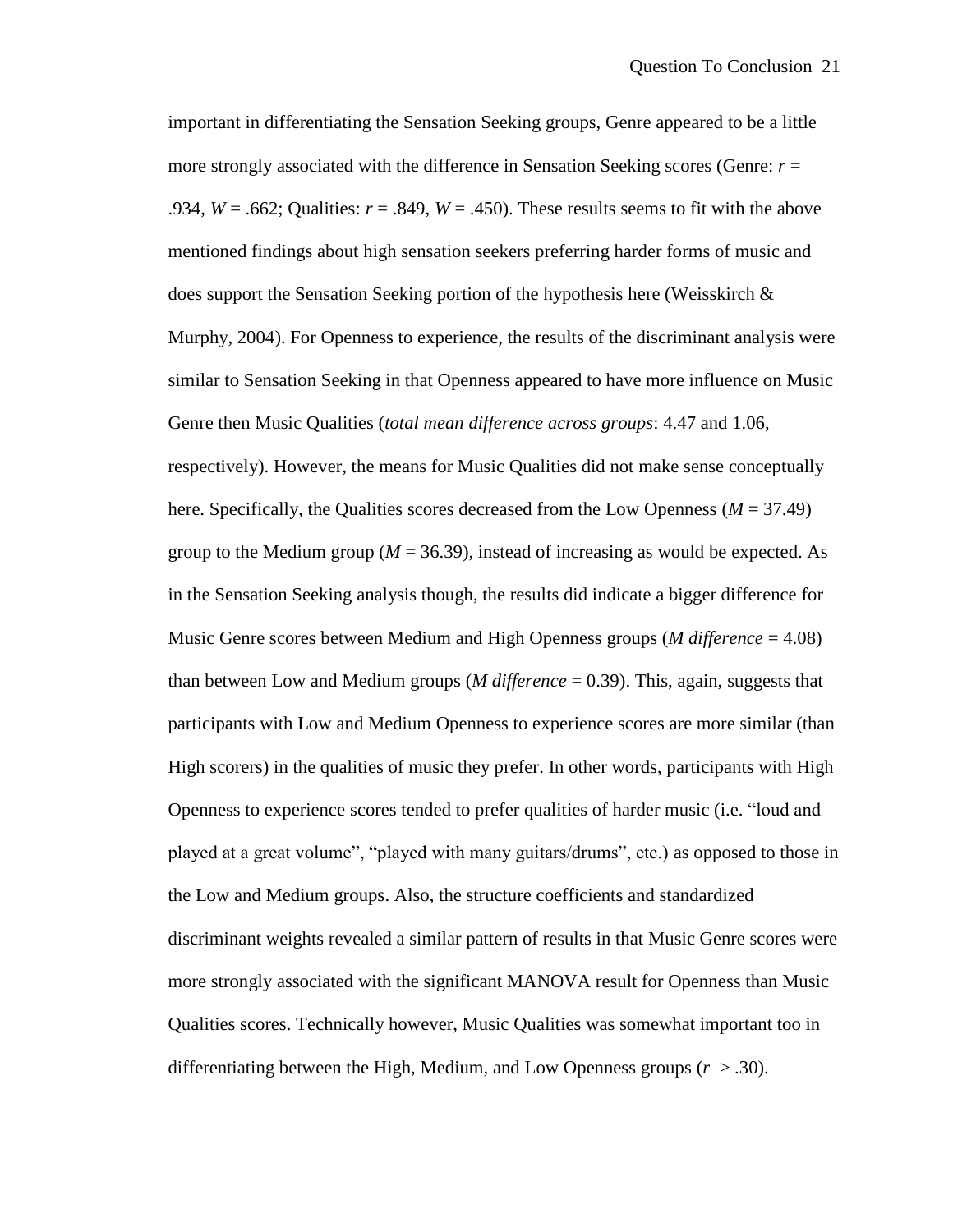important in differentiating the Sensation Seeking groups, Genre appeared to be a little more strongly associated with the difference in Sensation Seeking scores (Genre: $r$ = .934, $W$ = .662; Qualities: $r$ = .849, $W$ = .450). These results seems to fit with the above mentioned findings about high sensation seekers preferring harder forms of music and does support the Sensation Seeking portion of the hypothesis here (Weisskirch & Murphy, 2004). For Openness to experience, the results of the discriminant analysis were similar to Sensation Seeking in that Openness appeared to have more influence on Music Genre then Music Qualities (*total mean difference across groups*: 4.47 and 1.06, respectively). However, the means for Music Qualities did not make sense conceptually here. Specifically, the Qualities scores decreased from the Low Openness ($M$ = 37.49) group to the Medium group ($M$ = 36.39), instead of increasing as would be expected. As in the Sensation Seeking analysis though, the results did indicate a bigger difference for Music Genre scores between Medium and High Openness groups (*M difference* = 4.08) than between Low and Medium groups (*M difference* = 0.39). This, again, suggests that participants with Low and Medium Openness to experience scores are more similar (than High scorers) in the qualities of music they prefer. In other words, participants with High Openness to experience scores tended to prefer qualities of harder music (i.e. "loud and played at a great volume", "played with many guitars/drums", etc.) as opposed to those in the Low and Medium groups. Also, the structure coefficients and standardized discriminant weights revealed a similar pattern of results in that Music Genre scores were more strongly associated with the significant MANOVA result for Openness than Music Qualities scores. Technically however, Music Qualities was somewhat important too in differentiating between the High, Medium, and Low Openness groups ($r$ > .30).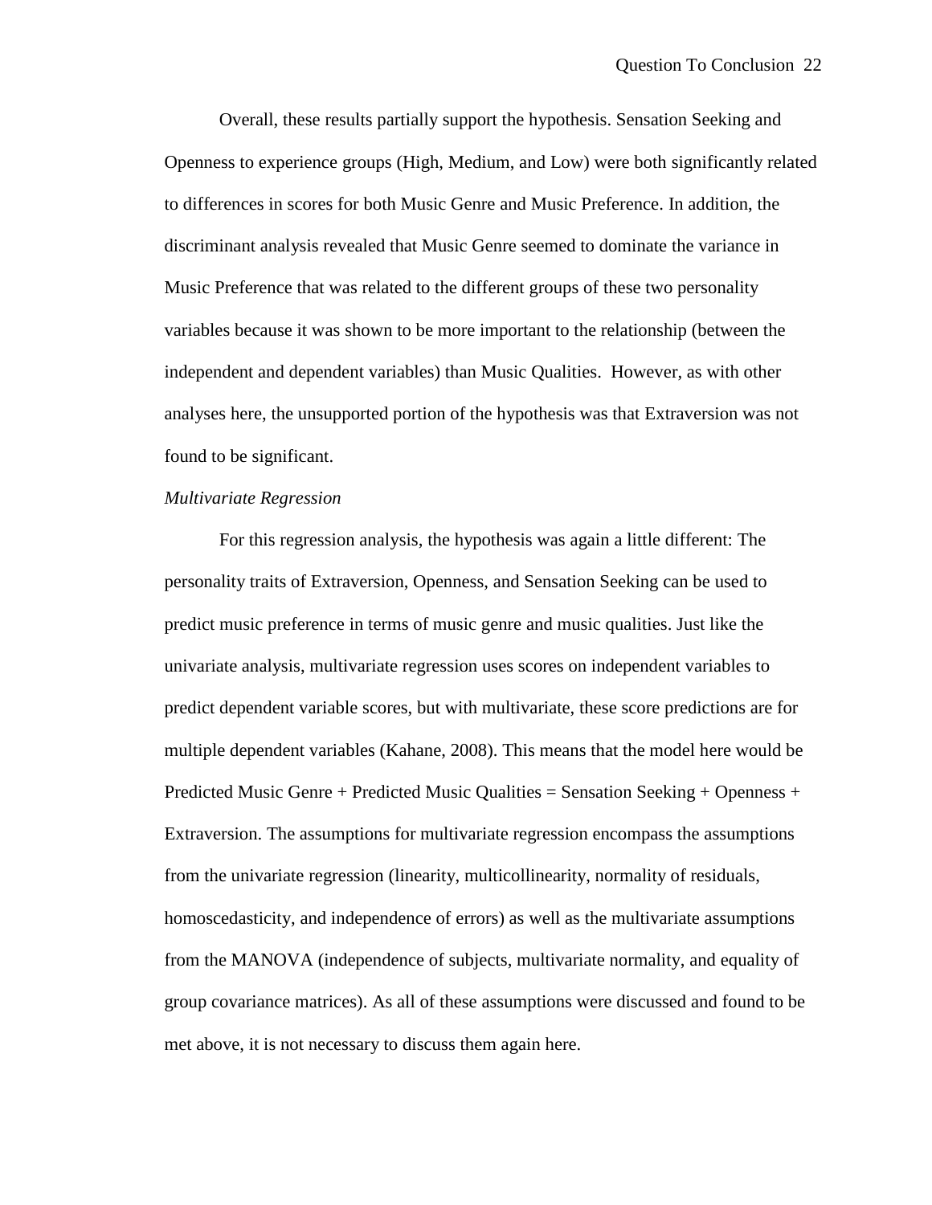Overall, these results partially support the hypothesis. Sensation Seeking and Openness to experience groups (High, Medium, and Low) were both significantly related to differences in scores for both Music Genre and Music Preference. In addition, the discriminant analysis revealed that Music Genre seemed to dominate the variance in Music Preference that was related to the different groups of these two personality variables because it was shown to be more important to the relationship (between the independent and dependent variables) than Music Qualities. However, as with other analyses here, the unsupported portion of the hypothesis was that Extraversion was not found to be significant.

*Multivariate Regression*

For this regression analysis, the hypothesis was again a little different: The personality traits of Extraversion, Openness, and Sensation Seeking can be used to predict music preference in terms of music genre and music qualities. Just like the univariate analysis, multivariate regression uses scores on independent variables to predict dependent variable scores, but with multivariate, these score predictions are for multiple dependent variables (Kahane, 2008). This means that the model here would be Predicted Music Genre + Predicted Music Qualities = Sensation Seeking + Openness + Extraversion. The assumptions for multivariate regression encompass the assumptions from the univariate regression (linearity, multicollinearity, normality of residuals, homoscedasticity, and independence of errors) as well as the multivariate assumptions from the MANOVA (independence of subjects, multivariate normality, and equality of group covariance matrices). As all of these assumptions were discussed and found to be met above, it is not necessary to discuss them again here.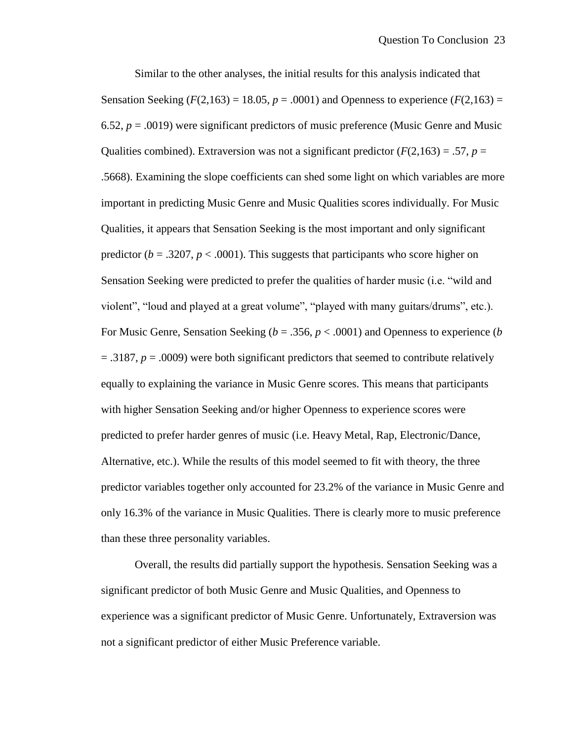Similar to the other analyses, the initial results for this analysis indicated that Sensation Seeking ($F(2,163) = 18.05$, $p = .0001$) and Openness to experience ($F(2,163) = 6.52$, $p = .0019$) were significant predictors of music preference (Music Genre and Music Qualities combined). Extraversion was not a significant predictor ($F(2,163) = .57$, $p = .5668$). Examining the slope coefficients can shed some light on which variables are more important in predicting Music Genre and Music Qualities scores individually. For Music Qualities, it appears that Sensation Seeking is the most important and only significant predictor ($b = .3207$, $p < .0001$). This suggests that participants who score higher on Sensation Seeking were predicted to prefer the qualities of harder music (i.e. "wild and violent", "loud and played at a great volume", "played with many guitars/drums", etc.). For Music Genre, Sensation Seeking ($b = .356$, $p < .0001$) and Openness to experience ($b = .3187$, $p = .0009$) were both significant predictors that seemed to contribute relatively equally to explaining the variance in Music Genre scores. This means that participants with higher Sensation Seeking and/or higher Openness to experience scores were predicted to prefer harder genres of music (i.e. Heavy Metal, Rap, Electronic/Dance, Alternative, etc.). While the results of this model seemed to fit with theory, the three predictor variables together only accounted for 23.2% of the variance in Music Genre and only 16.3% of the variance in Music Qualities. There is clearly more to music preference than these three personality variables.

Overall, the results did partially support the hypothesis. Sensation Seeking was a significant predictor of both Music Genre and Music Qualities, and Openness to experience was a significant predictor of Music Genre. Unfortunately, Extraversion was not a significant predictor of either Music Preference variable.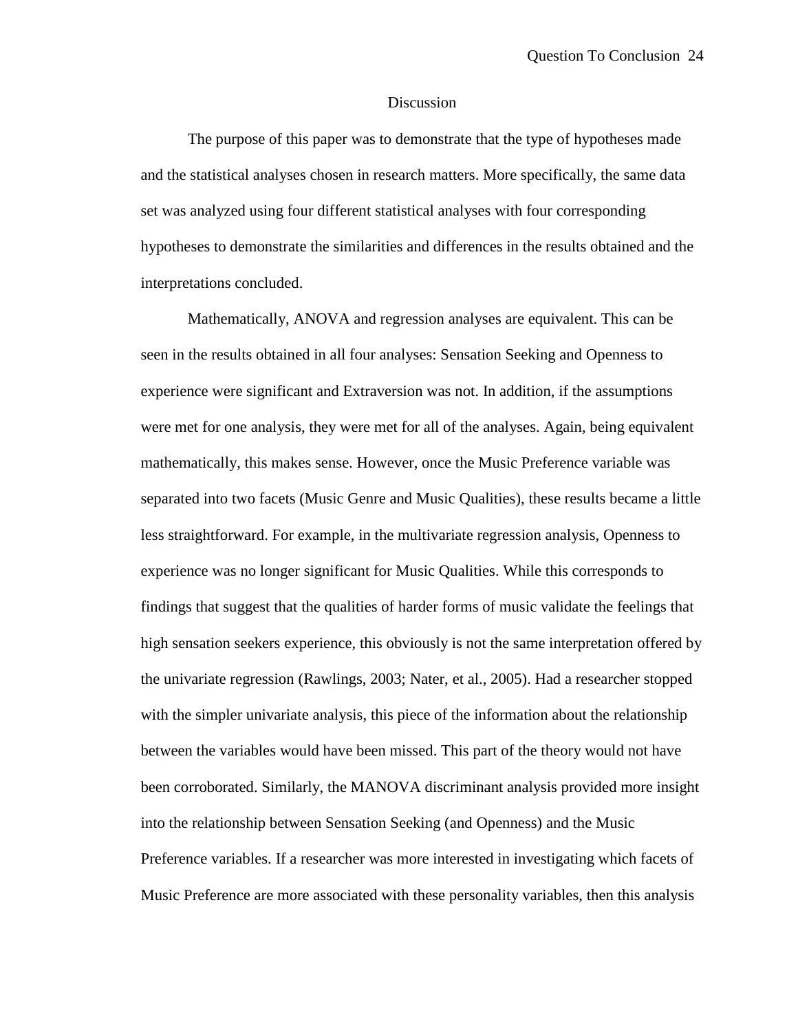# Discussion

The purpose of this paper was to demonstrate that the type of hypotheses made and the statistical analyses chosen in research matters. More specifically, the same data set was analyzed using four different statistical analyses with four corresponding hypotheses to demonstrate the similarities and differences in the results obtained and the interpretations concluded.

Mathematically, ANOVA and regression analyses are equivalent. This can be seen in the results obtained in all four analyses: Sensation Seeking and Openness to experience were significant and Extraversion was not. In addition, if the assumptions were met for one analysis, they were met for all of the analyses. Again, being equivalent mathematically, this makes sense. However, once the Music Preference variable was separated into two facets (Music Genre and Music Qualities), these results became a little less straightforward. For example, in the multivariate regression analysis, Openness to experience was no longer significant for Music Qualities. While this corresponds to findings that suggest that the qualities of harder forms of music validate the feelings that high sensation seekers experience, this obviously is not the same interpretation offered by the univariate regression (Rawlings, 2003; Nater, et al., 2005). Had a researcher stopped with the simpler univariate analysis, this piece of the information about the relationship between the variables would have been missed. This part of the theory would not have been corroborated. Similarly, the MANOVA discriminant analysis provided more insight into the relationship between Sensation Seeking (and Openness) and the Music Preference variables. If a researcher was more interested in investigating which facets of Music Preference are more associated with these personality variables, then this analysis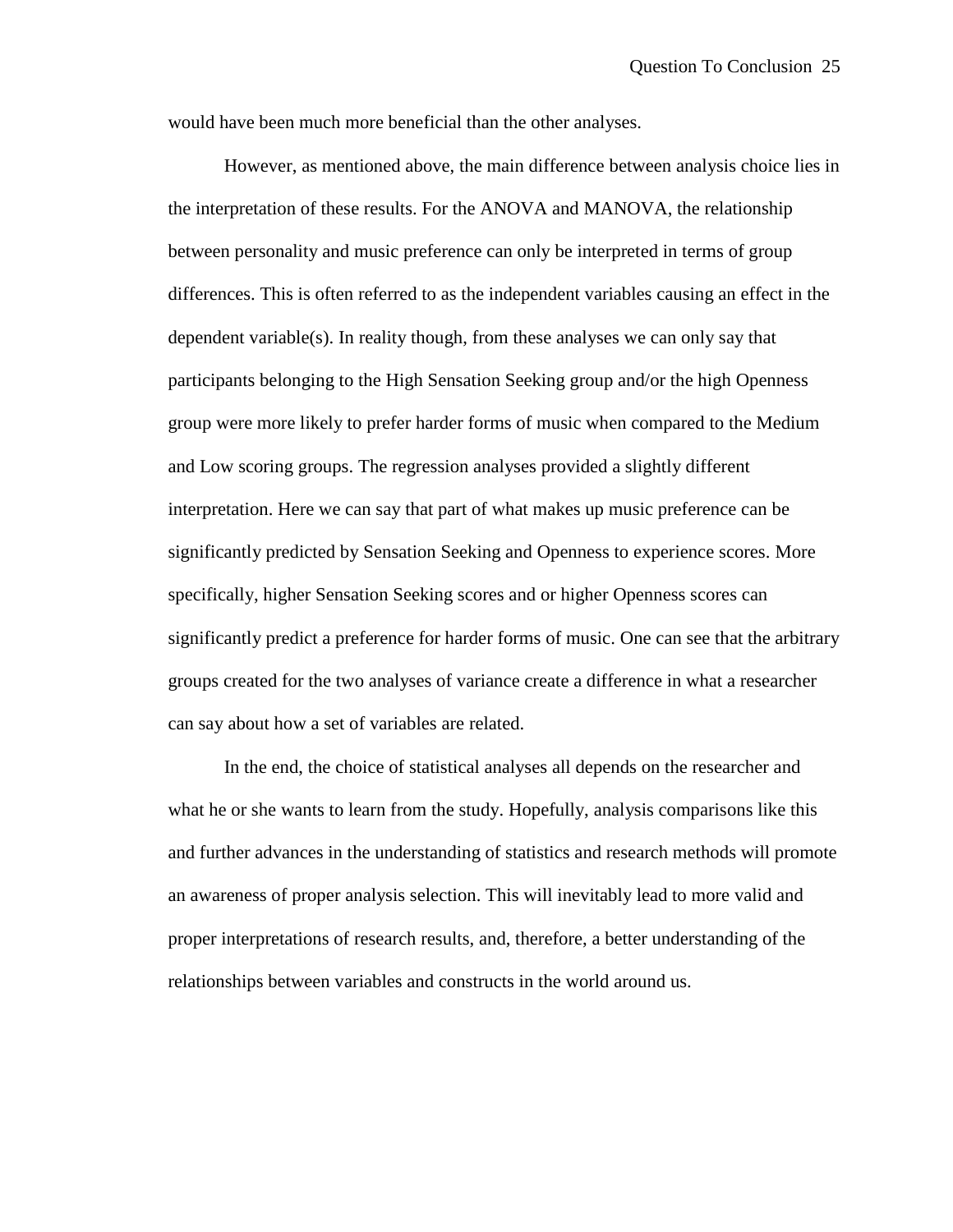would have been much more beneficial than the other analyses.

However, as mentioned above, the main difference between analysis choice lies in the interpretation of these results. For the ANOVA and MANOVA, the relationship between personality and music preference can only be interpreted in terms of group differences. This is often referred to as the independent variables causing an effect in the dependent variable(s). In reality though, from these analyses we can only say that participants belonging to the High Sensation Seeking group and/or the high Openness group were more likely to prefer harder forms of music when compared to the Medium and Low scoring groups. The regression analyses provided a slightly different interpretation. Here we can say that part of what makes up music preference can be significantly predicted by Sensation Seeking and Openness to experience scores. More specifically, higher Sensation Seeking scores and or higher Openness scores can significantly predict a preference for harder forms of music. One can see that the arbitrary groups created for the two analyses of variance create a difference in what a researcher can say about how a set of variables are related.

In the end, the choice of statistical analyses all depends on the researcher and what he or she wants to learn from the study. Hopefully, analysis comparisons like this and further advances in the understanding of statistics and research methods will promote an awareness of proper analysis selection. This will inevitably lead to more valid and proper interpretations of research results, and, therefore, a better understanding of the relationships between variables and constructs in the world around us.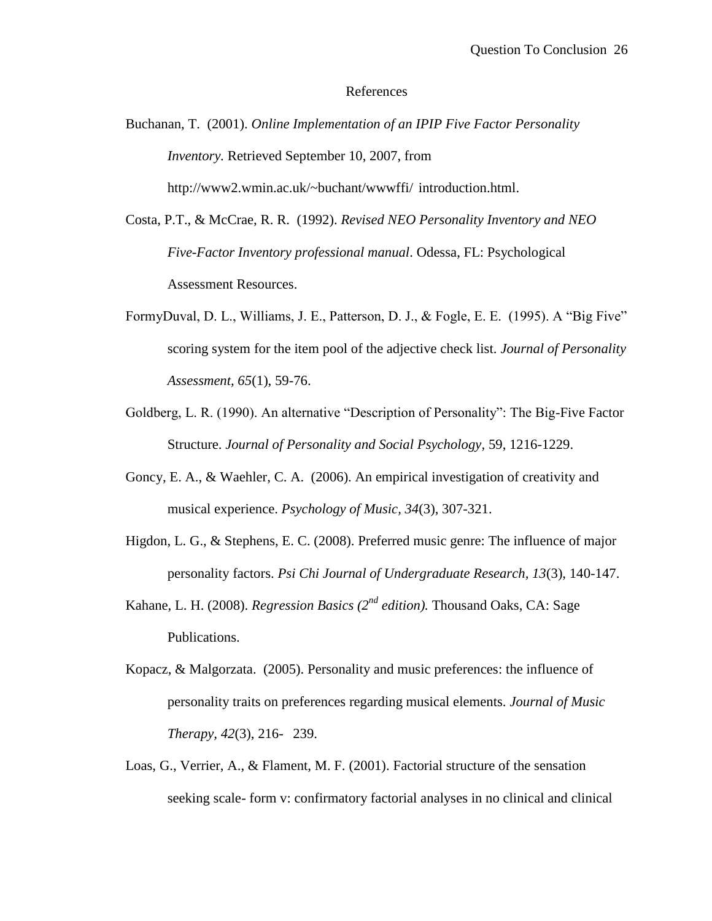# References

Buchanan, T. (2001). *Online Implementation of an IPIP Five Factor Personality Inventory.* Retrieved September 10, 2007, from http://www2.wmin.ac.uk/~buchant/wwwffi/ introduction.html.

Costa, P.T., & McCrae, R. R. (1992). *Revised NEO Personality Inventory and NEO Five-Factor Inventory professional manual*. Odessa, FL: Psychological Assessment Resources.

FormyDuval, D. L., Williams, J. E., Patterson, D. J., & Fogle, E. E. (1995). A "Big Five" scoring system for the item pool of the adjective check list. *Journal of Personality Assessment, 65*(1), 59-76.

Goldberg, L. R. (1990). An alternative "Description of Personality": The Big-Five Factor Structure. *Journal of Personality and Social Psychology,* 59, 1216-1229.

Goncy, E. A., & Waehler, C. A. (2006). An empirical investigation of creativity and musical experience. *Psychology of Music, 34*(3), 307-321.

Higdon, L. G., & Stephens, E. C. (2008). Preferred music genre: The influence of major personality factors. *Psi Chi Journal of Undergraduate Research, 13*(3), 140-147.

Kahane, L. H. (2008). *Regression Basics (2nd edition).* Thousand Oaks, CA: Sage Publications.

Kopacz, & Malgorzata. (2005). Personality and music preferences: the influence of personality traits on preferences regarding musical elements. *Journal of Music Therapy, 42*(3), 216- 239.

Loas, G., Verrier, A., & Flament, M. F. (2001). Factorial structure of the sensation seeking scale- form v: confirmatory factorial analyses in no clinical and clinical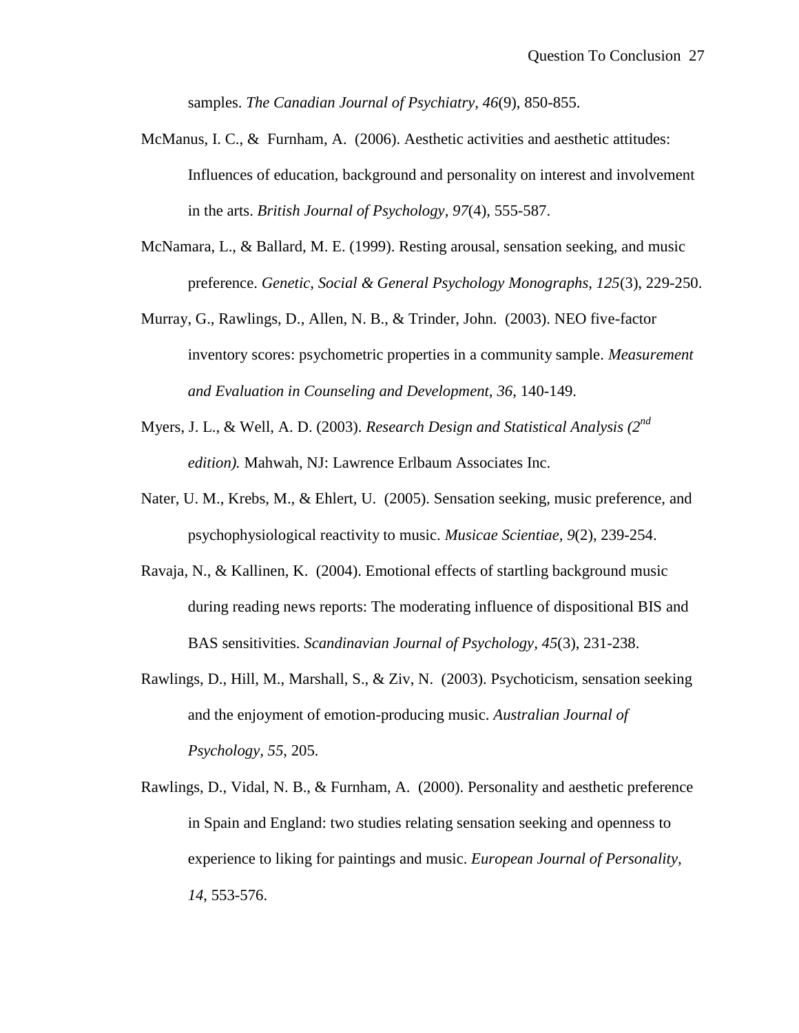samples. *The Canadian Journal of Psychiatry, 46*(9), 850-855.

McManus, I. C., & Furnham, A. (2006). Aesthetic activities and aesthetic attitudes: Influences of education, background and personality on interest and involvement in the arts. *British Journal of Psychology, 97*(4), 555-587.

McNamara, L., & Ballard, M. E. (1999). Resting arousal, sensation seeking, and music preference. *Genetic, Social & General Psychology Monographs*, *125*(3), 229-250.

Murray, G., Rawlings, D., Allen, N. B., & Trinder, John. (2003). NEO five-factor inventory scores: psychometric properties in a community sample. *Measurement and Evaluation in Counseling and Development, 36*, 140-149.

Myers, J. L., & Well, A. D. (2003). *Research Design and Statistical Analysis (2nd edition).* Mahwah, NJ: Lawrence Erlbaum Associates Inc.

Nater, U. M., Krebs, M., & Ehlert, U. (2005). Sensation seeking, music preference, and psychophysiological reactivity to music. *Musicae Scientiae, 9*(2), 239-254.

Ravaja, N., & Kallinen, K. (2004). Emotional effects of startling background music during reading news reports: The moderating influence of dispositional BIS and BAS sensitivities. *Scandinavian Journal of Psychology, 45*(3), 231-238.

Rawlings, D., Hill, M., Marshall, S., & Ziv, N. (2003). Psychoticism, sensation seeking and the enjoyment of emotion-producing music. *Australian Journal of Psychology, 55*, 205.

Rawlings, D., Vidal, N. B., & Furnham, A. (2000). Personality and aesthetic preference in Spain and England: two studies relating sensation seeking and openness to experience to liking for paintings and music. *European Journal of Personality, 14*, 553-576.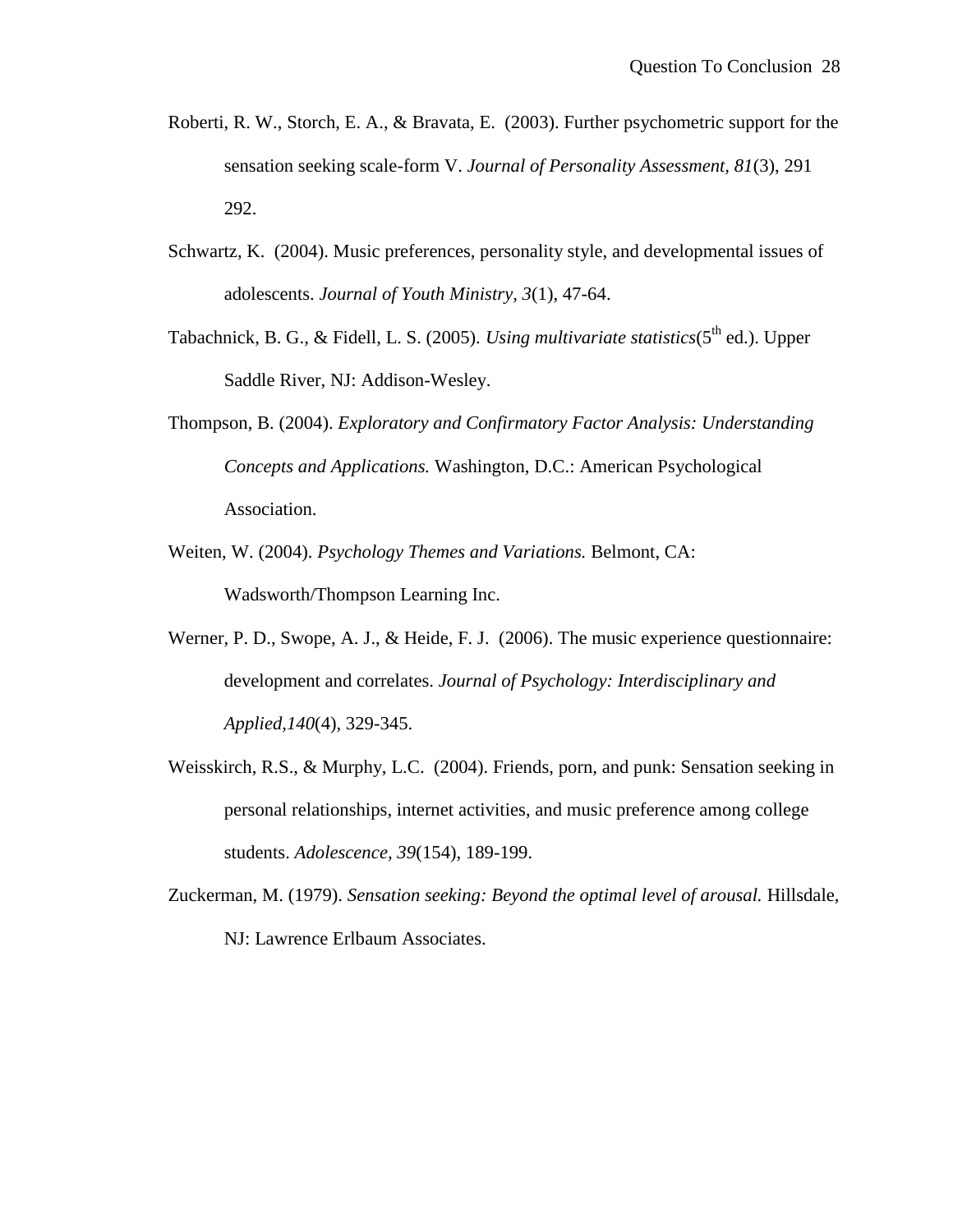Roberti, R. W., Storch, E. A., & Bravata, E. (2003). Further psychometric support for the sensation seeking scale-form V. *Journal of Personality Assessment, 81*(3), 291 292.

Schwartz, K. (2004). Music preferences, personality style, and developmental issues of adolescents. *Journal of Youth Ministry, 3*(1), 47-64.

Tabachnick, B. G., & Fidell, L. S. (2005). *Using multivariate statistics*(5th ed.). Upper Saddle River, NJ: Addison-Wesley.

Thompson, B. (2004). *Exploratory and Confirmatory Factor Analysis: Understanding Concepts and Applications.* Washington, D.C.: American Psychological Association.

Weiten, W. (2004). *Psychology Themes and Variations.* Belmont, CA: Wadsworth/Thompson Learning Inc.

Werner, P. D., Swope, A. J., & Heide, F. J. (2006). The music experience questionnaire: development and correlates. *Journal of Psychology: Interdisciplinary and Applied,140*(4), 329-345.

Weisskirch, R.S., & Murphy, L.C. (2004). Friends, porn, and punk: Sensation seeking in personal relationships, internet activities, and music preference among college students. *Adolescence, 39*(154), 189-199.

Zuckerman, M. (1979). *Sensation seeking: Beyond the optimal level of arousal.* Hillsdale, NJ: Lawrence Erlbaum Associates.